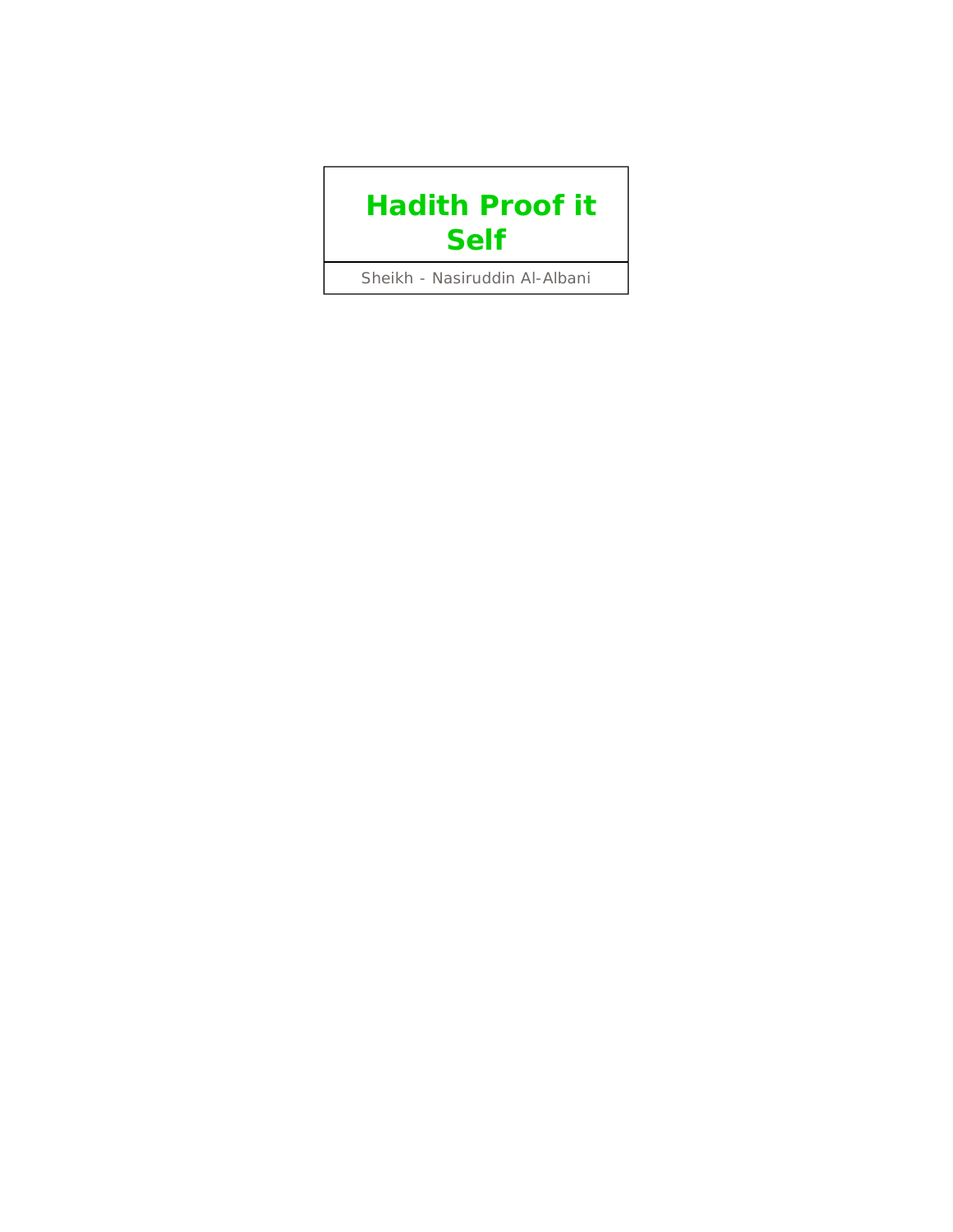# Hadith Proof it Self

Sheikh - Nasiruddin Al-Albani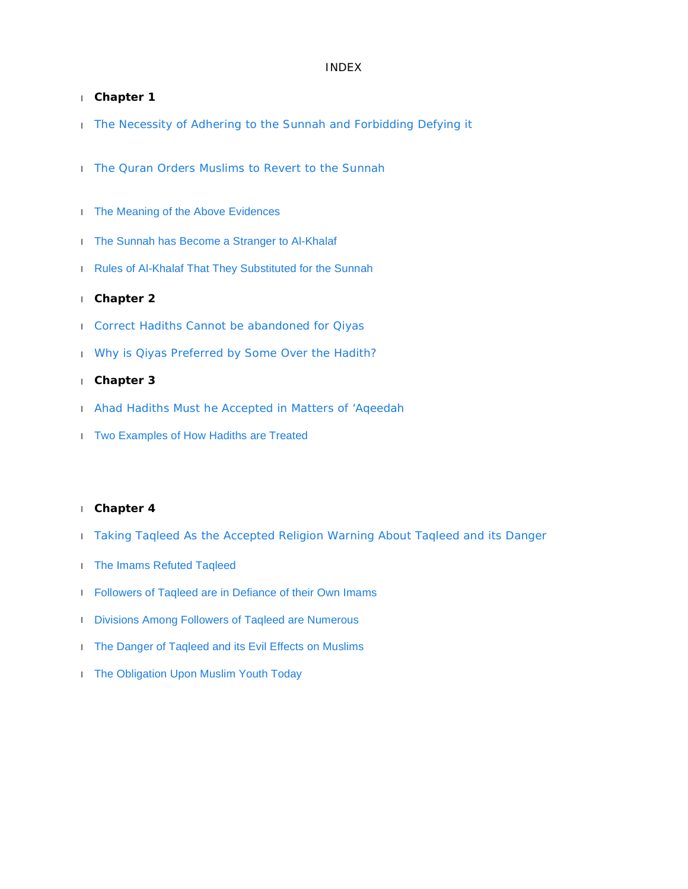INDEX

- **Chapter 1**
- The Necessity of Adhering to the Sunnah and Forbidding Defying it
- The Quran Orders Muslims to Revert to the Sunnah
- The Meaning of the Above Evidences
- The Sunnah has Become a Stranger to Al-Khalaf
- Rules of Al-Khalaf That They Substituted for the Sunnah
- **Chapter 2**
- Correct Hadiths Cannot be abandoned for Qiyas
- Why is Qiyas Preferred by Some Over the Hadith?
- **Chapter 3**
- Ahad Hadiths Must he Accepted in Matters of ‘Aqeedah
- Two Examples of How Hadiths are Treated
- **Chapter 4**
- Taking Taqleed As the Accepted Religion Warning About Taqleed and its Danger
- The Imams Refuted Taqleed
- Followers of Taqleed are in Defiance of their Own Imams
- Divisions Among Followers of Taqleed are Numerous
- The Danger of Taqleed and its Evil Effects on Muslims
- The Obligation Upon Muslim Youth Today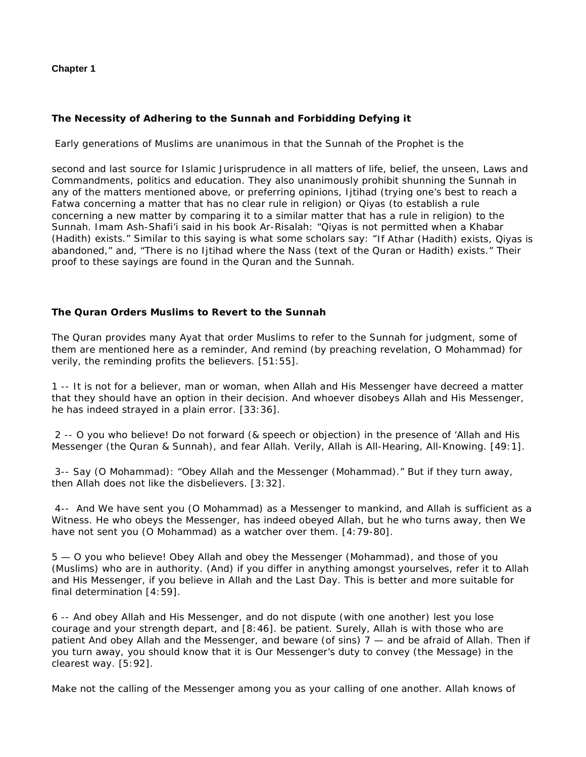**Chapter 1**

## The Necessity of Adhering to the Sunnah and Forbidding Defying it

Early generations of Muslims are unanimous in that the Sunnah of the Prophet is the

second and last source for Islamic Jurisprudence in all matters of life, belief, the unseen, Laws and Commandments, politics and education. They also unanimously prohibit shunning the Sunnah in any of the matters mentioned above, or preferring opinions, Ijtihad (trying one's best to reach a Fatwa concerning a matter that has no clear rule in religion) or Qiyas (to establish a rule concerning a new matter by comparing it to a similar matter that has a rule in religion) to the Sunnah. Imam Ash-Shafi'i said in his book Ar-Risalah: "Qiyas is not permitted when a Khabar (Hadith) exists." Similar to this saying is what some scholars say: "If Athar (Hadith) exists, Qiyas is abandoned," and, "There is no Ijtihad where the Nass (text of the Quran or Hadith) exists." Their proof to these sayings are found in the Quran and the Sunnah.

### The Quran Orders Muslims to Revert to the Sunnah

The Quran provides many Ayat that order Muslims to refer to the Sunnah for judgment, some of them are mentioned here as a reminder, And remind (by preaching revelation, O Mohammad) for verily, the reminding profits the believers. [51:55].

1 -- It is not for a believer, man or woman, when Allah and His Messenger have decreed a matter that they should have an option in their decision. And whoever disobeys Allah and His Messenger, he has indeed strayed in a plain error. [33:36].

2 -- O you who believe! Do not forward (& speech or objection) in the presence of 'Allah and His Messenger (the Quran & Sunnah), and fear Allah. Verily, Allah is All-Hearing, All-Knowing. [49:1].

3-- Say (O Mohammad): "Obey Allah and the Messenger (Mohammad)." But if they turn away, then Allah does not like the disbelievers. [3:32].

4-- And We have sent you (O Mohammad) as a Messenger to mankind, and Allah is sufficient as a Witness. He who obeys the Messenger, has indeed obeyed Allah, but he who turns away, then We have not sent you (O Mohammad) as a watcher over them. [4:79-80].

5 — O you who believe! Obey Allah and obey the Messenger (Mohammad), and those of you (Muslims) who are in authority. (And) if you differ in anything amongst yourselves, refer it to Allah and His Messenger, if you believe in Allah and the Last Day. This is better and more suitable for final determination [4:59].

6 -- And obey Allah and His Messenger, and do not dispute (with one another) lest you lose courage and your strength depart, and [8:46]. be patient. Surely, Allah is with those who are patient And obey Allah and the Messenger, and beware (of sins) 7 — and be afraid of Allah. Then if you turn away, you should know that it is Our Messenger's duty to convey (the Message) in the clearest way. [5:92].

Make not the calling of the Messenger among you as your calling of one another. Allah knows of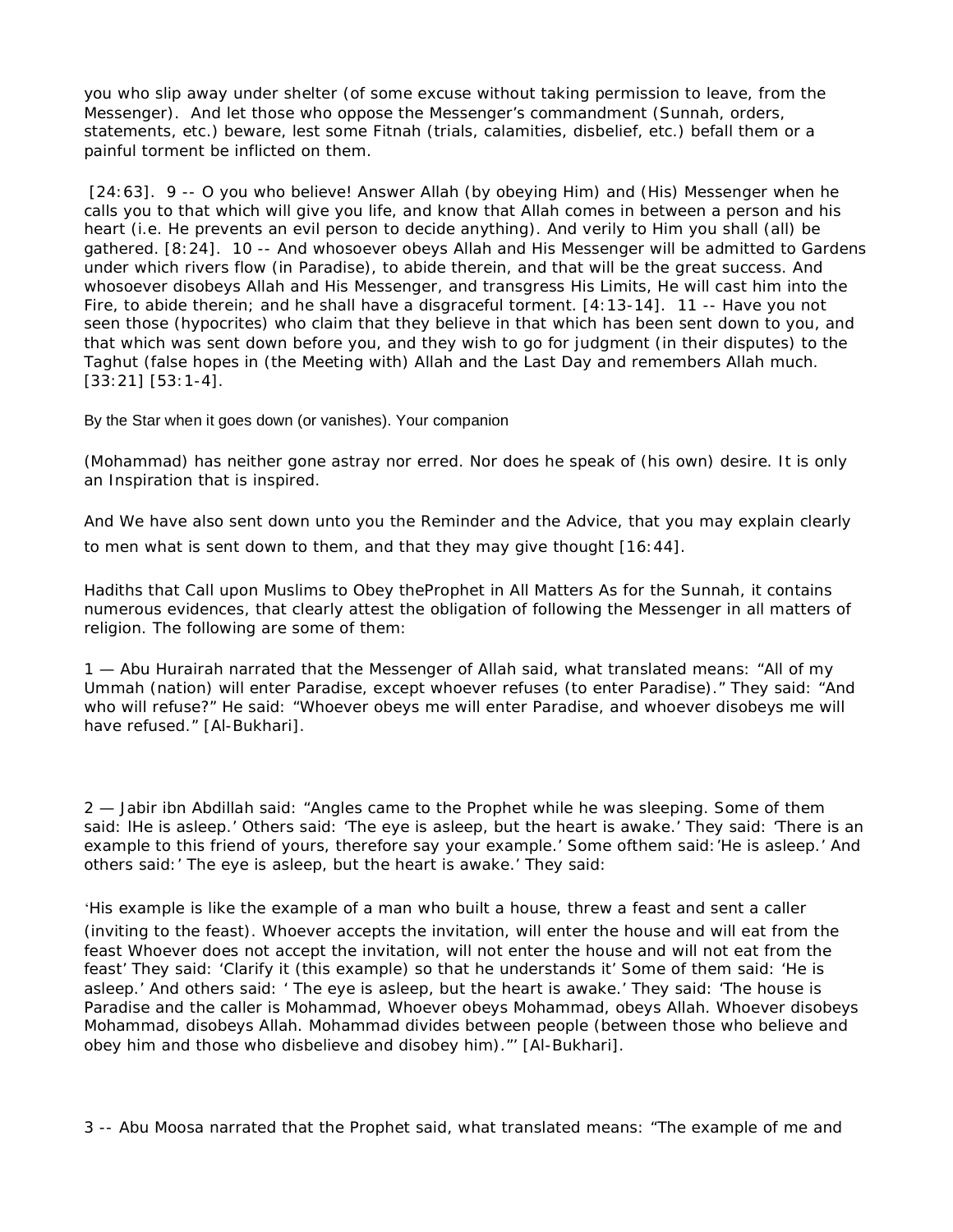you who slip away under shelter (of some excuse without taking permission to leave, from the Messenger). And let those who oppose the Messenger's commandment (Sunnah, orders, statements, etc.) beware, lest some Fitnah (trials, calamities, disbelief, etc.) befall them or a painful torment be inflicted on them.

[24:63]. 9 -- O you who believe! Answer Allah (by obeying Him) and (His) Messenger when he calls you to that which will give you life, and know that Allah comes in between a person and his heart (i.e. He prevents an evil person to decide anything). And verily to Him you shall (all) be gathered. [8:24]. 10 -- And whosoever obeys Allah and His Messenger will be admitted to Gardens under which rivers flow (in Paradise), to abide therein, and that will be the great success. And whosoever disobeys Allah and His Messenger, and transgress His Limits, He will cast him into the Fire, to abide therein; and he shall have a disgraceful torment. [4:13-14]. 11 -- Have you not seen those (hypocrites) who claim that they believe in that which has been sent down to you, and that which was sent down before you, and they wish to go for judgment (in their disputes) to the Taghut (false hopes in (the Meeting with) Allah and the Last Day and remembers Allah much. [33:21] [53:1-4].

By the Star when it goes down (or vanishes). Your companion

(Mohammad) has neither gone astray nor erred. Nor does he speak of (his own) desire. It is only an Inspiration that is inspired.

And We have also sent down unto you the Reminder and the Advice, that you may explain clearly to men what is sent down to them, and that they may give thought [16:44].

Hadiths that Call upon Muslims to Obey theProphet in All Matters As for the Sunnah, it contains numerous evidences, that clearly attest the obligation of following the Messenger in all matters of religion. The following are some of them:

1 — Abu Hurairah narrated that the Messenger of Allah said, what translated means: "All of my Ummah (nation) will enter Paradise, except whoever refuses (to enter Paradise)." They said: "And who will refuse?" He said: "Whoever obeys me will enter Paradise, and whoever disobeys me will have refused." [Al-Bukhari].

2 — Jabir ibn Abdillah said: "Angles came to the Prophet while he was sleeping. Some of them said: lHe is asleep.' Others said: 'The eye is asleep, but the heart is awake.' They said: 'There is an example to this friend of yours, therefore say your example.' Some ofthem said:'He is asleep.' And others said:' The eye is asleep, but the heart is awake.' They said:

'His example is like the example of a man who built a house, threw a feast and sent a caller (inviting to the feast). Whoever accepts the invitation, will enter the house and will eat from the feast Whoever does not accept the invitation, will not enter the house and will not eat from the feast' They said: 'Clarify it (this example) so that he understands it' Some of them said: 'He is asleep.' And others said: ' The eye is asleep, but the heart is awake.' They said: 'The house is Paradise and the caller is Mohammad, Whoever obeys Mohammad, obeys Allah. Whoever disobeys Mohammad, disobeys Allah. Mohammad divides between people (between those who believe and obey him and those who disbelieve and disobey him).'" [Al-Bukhari].

3 -- Abu Moosa narrated that the Prophet said, what translated means: "The example of me and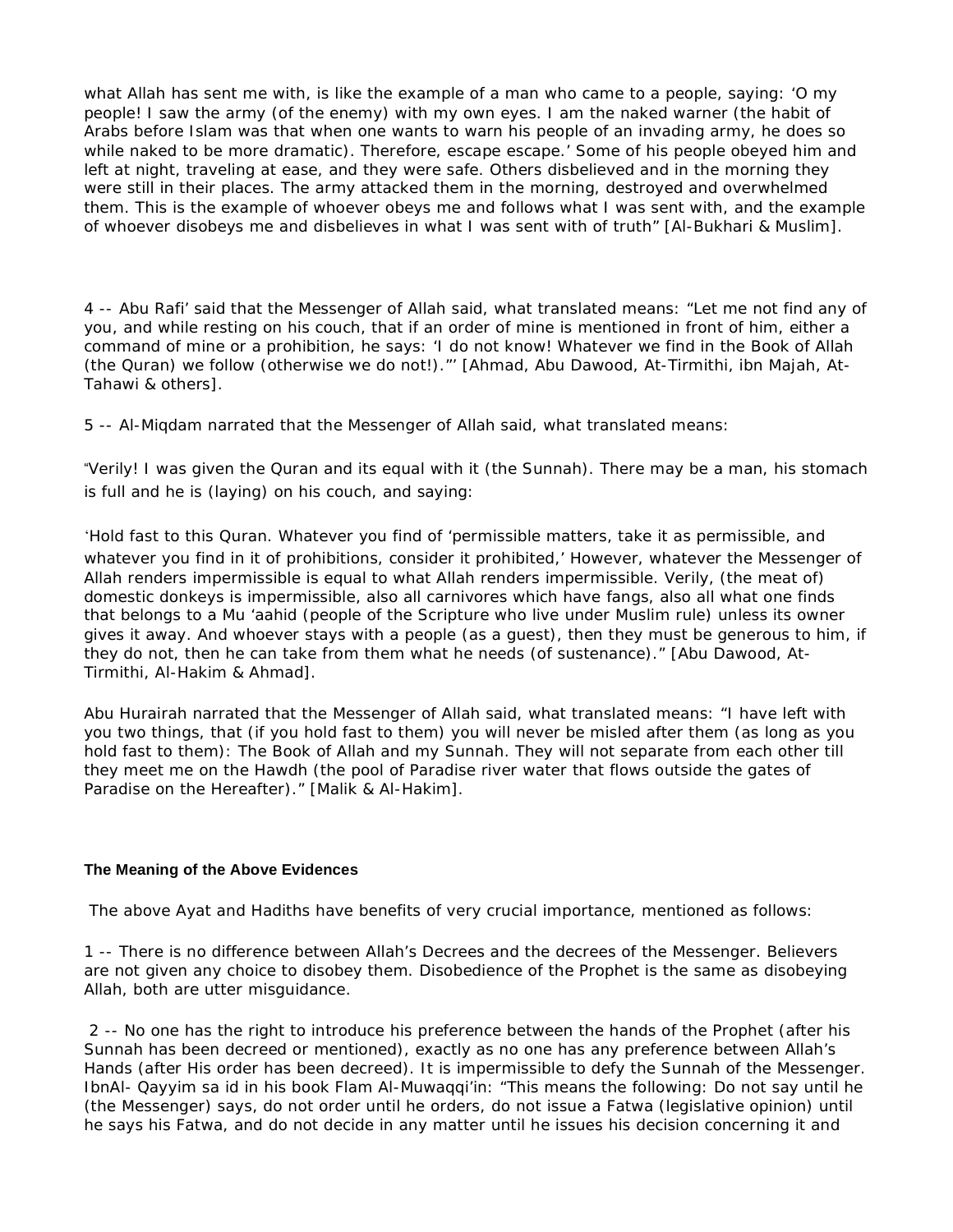what Allah has sent me with, is like the example of a man who came to a people, saying: 'O my people! I saw the army (of the enemy) with my own eyes. I am the naked warner (the habit of Arabs before Islam was that when one wants to warn his people of an invading army, he does so while naked to be more dramatic). Therefore, escape escape.' Some of his people obeyed him and left at night, traveling at ease, and they were safe. Others disbelieved and in the morning they were still in their places. The army attacked them in the morning, destroyed and overwhelmed them. This is the example of whoever obeys me and follows what I was sent with, and the example of whoever disobeys me and disbelieves in what I was sent with of truth" [Al-Bukhari & Muslim].

4 -- Abu Rafi' said that the Messenger of Allah said, what translated means: "Let me not find any of you, and while resting on his couch, that if an order of mine is mentioned in front of him, either a command of mine or a prohibition, he says: 'I do not know! Whatever we find in the Book of Allah (the Quran) we follow (otherwise we do not!).'" [Ahmad, Abu Dawood, At-Tirmithi, ibn Majah, At-Tahawi & others].

5 -- Al-Miqdam narrated that the Messenger of Allah said, what translated means:

"Verily! I was given the Quran and its equal with it (the Sunnah). There may be a man, his stomach is full and he is (laying) on his couch, and saying:

'Hold fast to this Quran. Whatever you find of 'permissible matters, take it as permissible, and whatever you find in it of prohibitions, consider it prohibited,' However, whatever the Messenger of Allah renders impermissible is equal to what Allah renders impermissible. Verily, (the meat of) domestic donkeys is impermissible, also all carnivores which have fangs, also all what one finds that belongs to a Mu 'aahid (people of the Scripture who live under Muslim rule) unless its owner gives it away. And whoever stays with a people (as a guest), then they must be generous to him, if they do not, then he can take from them what he needs (of sustenance)." [Abu Dawood, At-Tirmithi, Al-Hakim & Ahmad].

Abu Hurairah narrated that the Messenger of Allah said, what translated means: "I have left with you two things, that (if you hold fast to them) you will never be misled after them (as long as you hold fast to them): The Book of Allah and my Sunnah. They will not separate from each other till they meet me on the Hawdh (the pool of Paradise river water that flows outside the gates of Paradise on the Hereafter)." [Malik & Al-Hakim].

**The Meaning of the Above Evidences**

The above Ayat and Hadiths have benefits of very crucial importance, mentioned as follows:

1 -- There is no difference between Allah's Decrees and the decrees of the Messenger. Believers are not given any choice to disobey them. Disobedience of the Prophet is the same as disobeying Allah, both are utter misguidance.

2 -- No one has the right to introduce his preference between the hands of the Prophet (after his Sunnah has been decreed or mentioned), exactly as no one has any preference between Allah's Hands (after His order has been decreed). It is impermissible to defy the Sunnah of the Messenger. IbnAl- Qayyim sa id in his book Flam Al-Muwaqqi'in: "This means the following: Do not say until he (the Messenger) says, do not order until he orders, do not issue a Fatwa (legislative opinion) until he says his Fatwa, and do not decide in any matter until he issues his decision concerning it and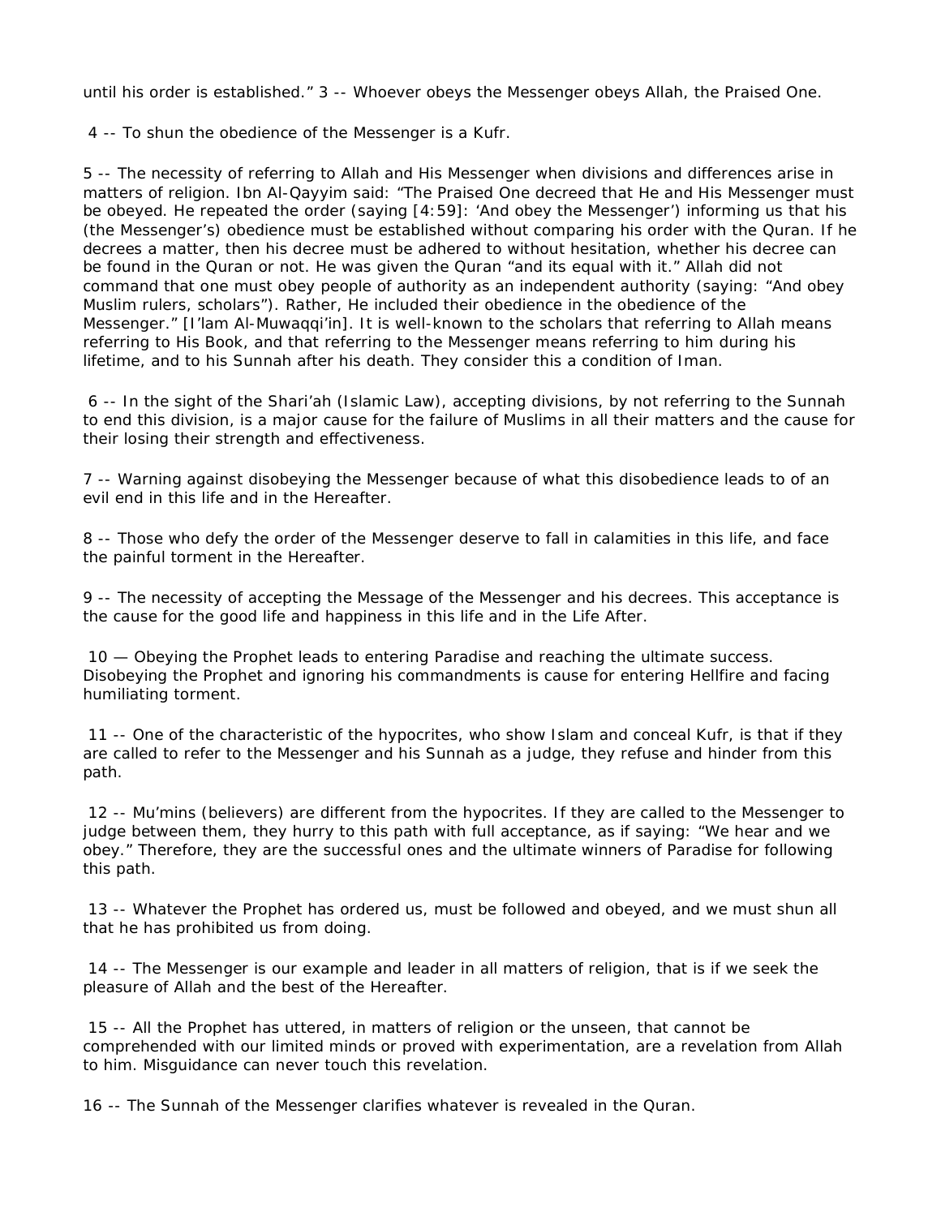until his order is established." 3 -- Whoever obeys the Messenger obeys Allah, the Praised One.

4 -- To shun the obedience of the Messenger is a Kufr.

5 -- The necessity of referring to Allah and His Messenger when divisions and differences arise in matters of religion. Ibn Al-Qayyim said: "The Praised One decreed that He and His Messenger must be obeyed. He repeated the order (saying [4:59]: 'And obey the Messenger') informing us that his (the Messenger's) obedience must be established without comparing his order with the Quran. If he decrees a matter, then his decree must be adhered to without hesitation, whether his decree can be found in the Quran or not. He was given the Quran "and its equal with it." Allah did not command that one must obey people of authority as an independent authority (saying: "And obey Muslim rulers, scholars"). Rather, He included their obedience in the obedience of the Messenger." [I'lam Al-Muwaqqi'in]. It is well-known to the scholars that referring to Allah means referring to His Book, and that referring to the Messenger means referring to him during his lifetime, and to his Sunnah after his death. They consider this a condition of Iman.

6 -- In the sight of the Shari'ah (Islamic Law), accepting divisions, by not referring to the Sunnah to end this division, is a major cause for the failure of Muslims in all their matters and the cause for their losing their strength and effectiveness.

7 -- Warning against disobeying the Messenger because of what this disobedience leads to of an evil end in this life and in the Hereafter.

8 -- Those who defy the order of the Messenger deserve to fall in calamities in this life, and face the painful torment in the Hereafter.

9 -- The necessity of accepting the Message of the Messenger and his decrees. This acceptance is the cause for the good life and happiness in this life and in the Life After.

10 — Obeying the Prophet leads to entering Paradise and reaching the ultimate success. Disobeying the Prophet and ignoring his commandments is cause for entering Hellfire and facing humiliating torment.

11 -- One of the characteristic of the hypocrites, who show Islam and conceal Kufr, is that if they are called to refer to the Messenger and his Sunnah as a judge, they refuse and hinder from this path.

12 -- Mu'mins (believers) are different from the hypocrites. If they are called to the Messenger to judge between them, they hurry to this path with full acceptance, as if saying: "We hear and we obey." Therefore, they are the successful ones and the ultimate winners of Paradise for following this path.

13 -- Whatever the Prophet has ordered us, must be followed and obeyed, and we must shun all that he has prohibited us from doing.

14 -- The Messenger is our example and leader in all matters of religion, that is if we seek the pleasure of Allah and the best of the Hereafter.

15 -- All the Prophet has uttered, in matters of religion or the unseen, that cannot be comprehended with our limited minds or proved with experimentation, are a revelation from Allah to him. Misguidance can never touch this revelation.

16 -- The Sunnah of the Messenger clarifies whatever is revealed in the Quran.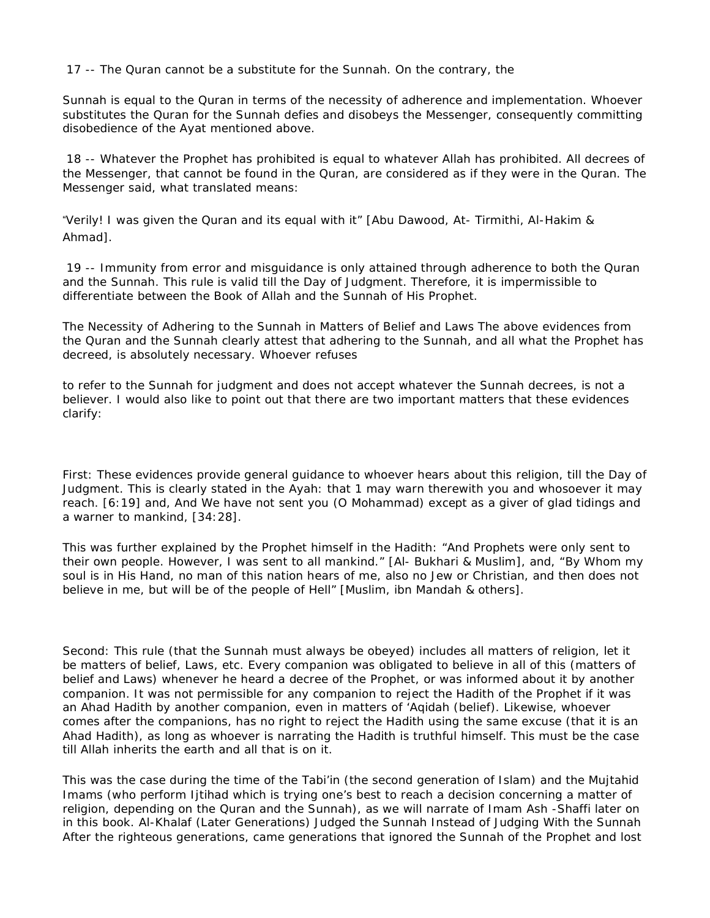17 -- The Quran cannot be a substitute for the Sunnah. On the contrary, the

Sunnah is equal to the Quran in terms of the necessity of adherence and implementation. Whoever substitutes the Quran for the Sunnah defies and disobeys the Messenger, consequently committing disobedience of the Ayat mentioned above.

18 -- Whatever the Prophet has prohibited is equal to whatever Allah has prohibited. All decrees of the Messenger, that cannot be found in the Quran, are considered as if they were in the Quran. The Messenger said, what translated means:

"Verily! I was given the Quran and its equal with it" [Abu Dawood, At- Tirmithi, Al-Hakim & Ahmad].

19 -- Immunity from error and misguidance is only attained through adherence to both the Quran and the Sunnah. This rule is valid till the Day of Judgment. Therefore, it is impermissible to differentiate between the Book of Allah and the Sunnah of His Prophet.

The Necessity of Adhering to the Sunnah in Matters of Belief and Laws The above evidences from the Quran and the Sunnah clearly attest that adhering to the Sunnah, and all what the Prophet has decreed, is absolutely necessary. Whoever refuses

to refer to the Sunnah for judgment and does not accept whatever the Sunnah decrees, is not a believer. I would also like to point out that there are two important matters that these evidences clarify:

First: These evidences provide general guidance to whoever hears about this religion, till the Day of Judgment. This is clearly stated in the Ayah: that 1 may warn therewith you and whosoever it may reach. [6:19] and, And We have not sent you (O Mohammad) except as a giver of glad tidings and a warner to mankind, [34:28].

This was further explained by the Prophet himself in the Hadith: "And Prophets were only sent to their own people. However, I was sent to all mankind." [Al- Bukhari & Muslim], and, "By Whom my soul is in His Hand, no man of this nation hears of me, also no Jew or Christian, and then does not believe in me, but will be of the people of Hell" [Muslim, ibn Mandah & others].

Second: This rule (that the Sunnah must always be obeyed) includes all matters of religion, let it be matters of belief, Laws, etc. Every companion was obligated to believe in all of this (matters of belief and Laws) whenever he heard a decree of the Prophet, or was informed about it by another companion. It was not permissible for any companion to reject the Hadith of the Prophet if it was an Ahad Hadith by another companion, even in matters of 'Aqidah (belief). Likewise, whoever comes after the companions, has no right to reject the Hadith using the same excuse (that it is an Ahad Hadith), as long as whoever is narrating the Hadith is truthful himself. This must be the case till Allah inherits the earth and all that is on it.

This was the case during the time of the Tabi'in (the second generation of Islam) and the Mujtahid Imams (who perform Ijtihad which is trying one's best to reach a decision concerning a matter of religion, depending on the Quran and the Sunnah), as we will narrate of Imam Ash -Shaffi later on in this book. Al-Khalaf (Later Generations) Judged the Sunnah Instead of Judging With the Sunnah After the righteous generations, came generations that ignored the Sunnah of the Prophet and lost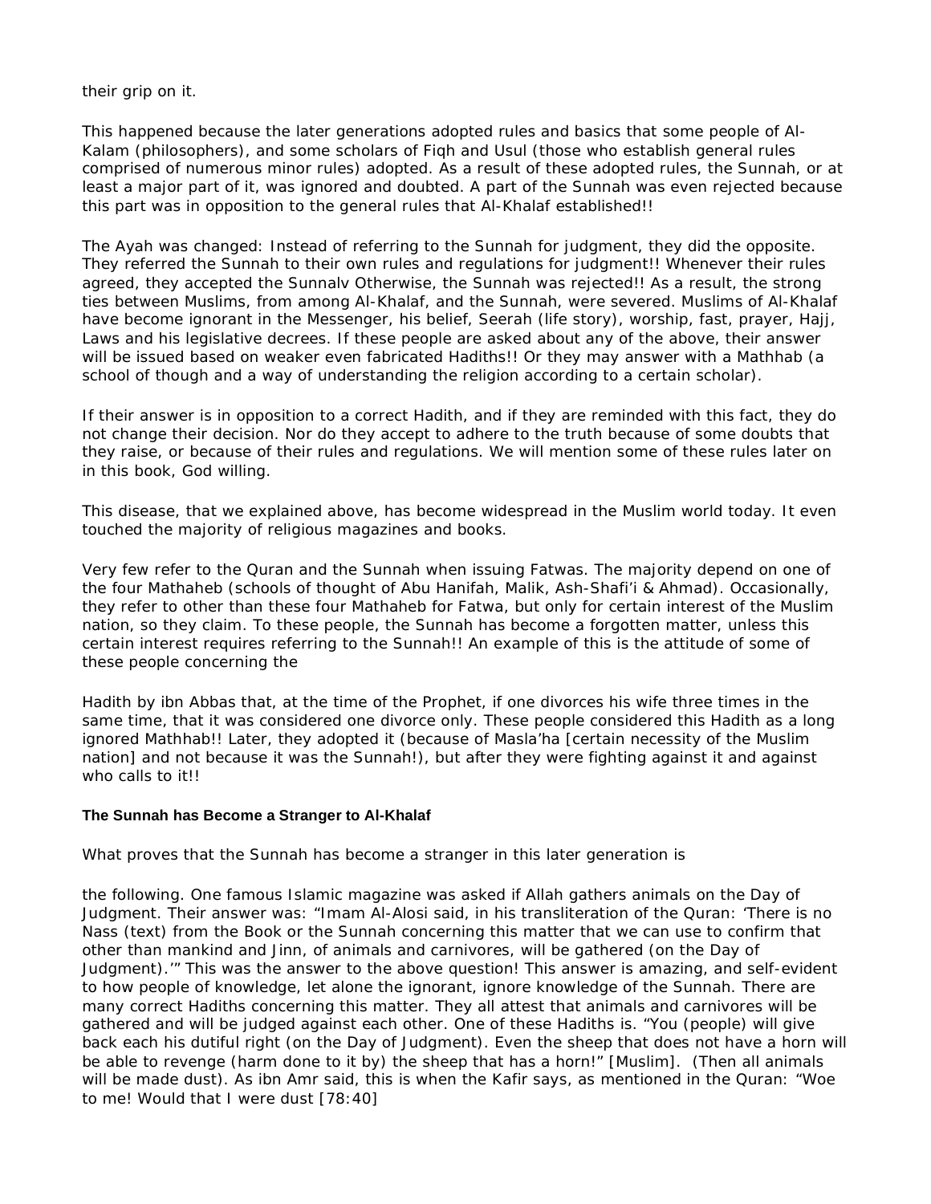their grip on it.

This happened because the later generations adopted rules and basics that some people of Al-Kalam (philosophers), and some scholars of Fiqh and Usul (those who establish general rules comprised of numerous minor rules) adopted. As a result of these adopted rules, the Sunnah, or at least a major part of it, was ignored and doubted. A part of the Sunnah was even rejected because this part was in opposition to the general rules that Al-Khalaf established!!

The Ayah was changed: Instead of referring to the Sunnah for judgment, they did the opposite. They referred the Sunnah to their own rules and regulations for judgment!! Whenever their rules agreed, they accepted the Sunnalv Otherwise, the Sunnah was rejected!! As a result, the strong ties between Muslims, from among Al-Khalaf, and the Sunnah, were severed. Muslims of Al-Khalaf have become ignorant in the Messenger, his belief, Seerah (life story), worship, fast, prayer, Hajj, Laws and his legislative decrees. If these people are asked about any of the above, their answer will be issued based on weaker even fabricated Hadiths!! Or they may answer with a Mathhab (a school of though and a way of understanding the religion according to a certain scholar).

If their answer is in opposition to a correct Hadith, and if they are reminded with this fact, they do not change their decision. Nor do they accept to adhere to the truth because of some doubts that they raise, or because of their rules and regulations. We will mention some of these rules later on in this book, God willing.

This disease, that we explained above, has become widespread in the Muslim world today. It even touched the majority of religious magazines and books.

Very few refer to the Quran and the Sunnah when issuing Fatwas. The majority depend on one of the four Mathaheb (schools of thought of Abu Hanifah, Malik, Ash-Shafi'i & Ahmad). Occasionally, they refer to other than these four Mathaheb for Fatwa, but only for certain interest of the Muslim nation, so they claim. To these people, the Sunnah has become a forgotten matter, unless this certain interest requires referring to the Sunnah!! An example of this is the attitude of some of these people concerning the

Hadith by ibn Abbas that, at the time of the Prophet, if one divorces his wife three times in the same time, that it was considered one divorce only. These people considered this Hadith as a long ignored Mathhab!! Later, they adopted it (because of Masla'ha [certain necessity of the Muslim nation] and not because it was the Sunnah!), but after they were fighting against it and against who calls to it!!

#### The Sunnah has Become a Stranger to Al-Khalaf

What proves that the Sunnah has become a stranger in this later generation is

the following. One famous Islamic magazine was asked if Allah gathers animals on the Day of Judgment. Their answer was: "Imam Al-Alosi said, in his transliteration of the Quran: 'There is no Nass (text) from the Book or the Sunnah concerning this matter that we can use to confirm that other than mankind and Jinn, of animals and carnivores, will be gathered (on the Day of Judgment).'" This was the answer to the above question! This answer is amazing, and self-evident to how people of knowledge, let alone the ignorant, ignore knowledge of the Sunnah. There are many correct Hadiths concerning this matter. They all attest that animals and carnivores will be gathered and will be judged against each other. One of these Hadiths is. "You (people) will give back each his dutiful right (on the Day of Judgment). Even the sheep that does not have a horn will be able to revenge (harm done to it by) the sheep that has a horn!" [Muslim]. (Then all animals will be made dust). As ibn Amr said, this is when the Kafir says, as mentioned in the Quran: "Woe to me! Would that I were dust [78:40]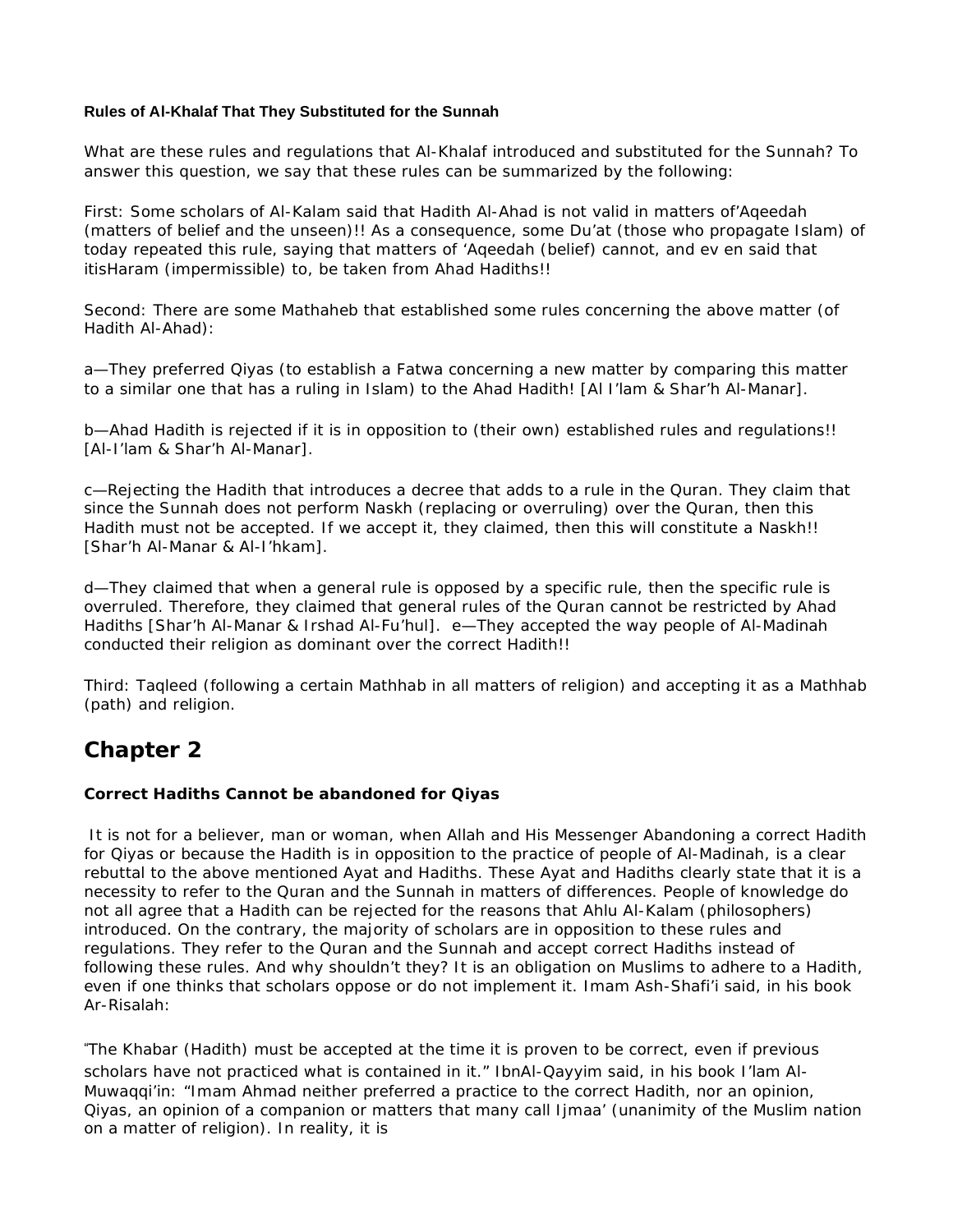**Rules of Al-Khalaf That They Substituted for the Sunnah**

What are these rules and regulations that Al-Khalaf introduced and substituted for the Sunnah? To answer this question, we say that these rules can be summarized by the following:

First: Some scholars of Al-Kalam said that Hadith Al-Ahad is not valid in matters of'Aqeedah (matters of belief and the unseen)!! As a consequence, some Du'at (those who propagate Islam) of today repeated this rule, saying that matters of 'Aqeedah (belief) cannot, and ev en said that itisHaram (impermissible) to, be taken from Ahad Hadiths!!

Second: There are some Mathaheb that established some rules concerning the above matter (of Hadith Al-Ahad):

a—They preferred Qiyas (to establish a Fatwa concerning a new matter by comparing this matter to a similar one that has a ruling in Islam) to the Ahad Hadith! [Al I'lam & Shar'h Al-Manar].

b—Ahad Hadith is rejected if it is in opposition to (their own) established rules and regulations!! [Al-I'lam & Shar'h Al-Manar].

c—Rejecting the Hadith that introduces a decree that adds to a rule in the Quran. They claim that since the Sunnah does not perform Naskh (replacing or overruling) over the Quran, then this Hadith must not be accepted. If we accept it, they claimed, then this will constitute a Naskh!! [Shar'h Al-Manar & Al-I'hkam].

d—They claimed that when a general rule is opposed by a specific rule, then the specific rule is overruled. Therefore, they claimed that general rules of the Quran cannot be restricted by Ahad Hadiths [Shar'h Al-Manar & Irshad Al-Fu'hul]. e—They accepted the way people of Al-Madinah conducted their religion as dominant over the correct Hadith!!

Third: Taqleed (following a certain Mathhab in all matters of religion) and accepting it as a Mathhab (path) and religion.

## Chapter 2

**Correct Hadiths Cannot be abandoned for Qiyas**

It is not for a believer, man or woman, when Allah and His Messenger Abandoning a correct Hadith for Qiyas or because the Hadith is in opposition to the practice of people of Al-Madinah, is a clear rebuttal to the above mentioned Ayat and Hadiths. These Ayat and Hadiths clearly state that it is a necessity to refer to the Quran and the Sunnah in matters of differences. People of knowledge do not all agree that a Hadith can be rejected for the reasons that Ahlu Al-Kalam (philosophers) introduced. On the contrary, the majority of scholars are in opposition to these rules and regulations. They refer to the Quran and the Sunnah and accept correct Hadiths instead of following these rules. And why shouldn't they? It is an obligation on Muslims to adhere to a Hadith, even if one thinks that scholars oppose or do not implement it. Imam Ash-Shafi'i said, in his book Ar-Risalah:

"The Khabar (Hadith) must be accepted at the time it is proven to be correct, even if previous scholars have not practiced what is contained in it." IbnAl-Qayyim said, in his book I'lam Al-Muwaqqi'in: "Imam Ahmad neither preferred a practice to the correct Hadith, nor an opinion, Qiyas, an opinion of a companion or matters that many call Ijmaa' (unanimity of the Muslim nation on a matter of religion). In reality, it is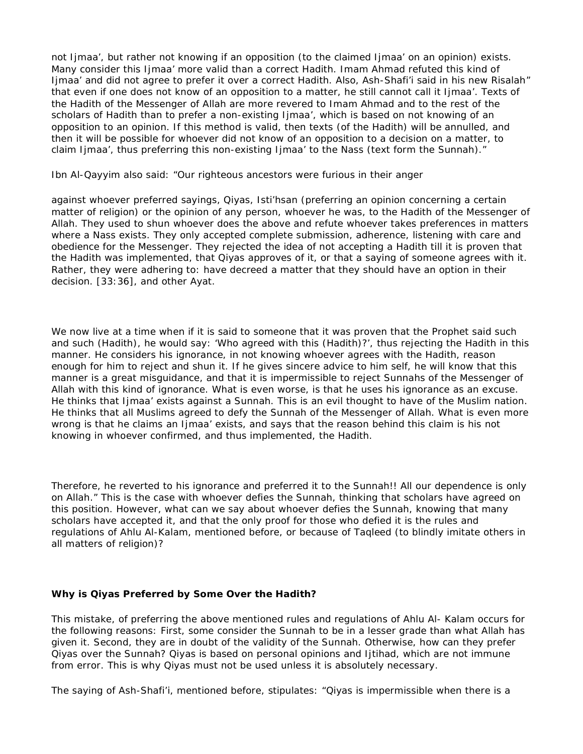not Ijmaa', but rather not knowing if an opposition (to the claimed Ijmaa' on an opinion) exists. Many consider this Ijmaa' more valid than a correct Hadith. Imam Ahmad refuted this kind of Ijmaa' and did not agree to prefer it over a correct Hadith. Also, Ash-Shafi'i said in his new Risalah" that even if one does not know of an opposition to a matter, he still cannot call it Ijmaa'. Texts of the Hadith of the Messenger of Allah are more revered to Imam Ahmad and to the rest of the scholars of Hadith than to prefer a non-existing Ijmaa', which is based on not knowing of an opposition to an opinion. If this method is valid, then texts (of the Hadith) will be annulled, and then it will be possible for whoever did not know of an opposition to a decision on a matter, to claim Ijmaa', thus preferring this non-existing Ijmaa' to the Nass (text form the Sunnah)."

Ibn Al-Qayyim also said: "Our righteous ancestors were furious in their anger

against whoever preferred sayings, Qiyas, Isti'hsan (preferring an opinion concerning a certain matter of religion) or the opinion of any person, whoever he was, to the Hadith of the Messenger of Allah. They used to shun whoever does the above and refute whoever takes preferences in matters where a Nass exists. They only accepted complete submission, adherence, listening with care and obedience for the Messenger. They rejected the idea of not accepting a Hadith till it is proven that the Hadith was implemented, that Qiyas approves of it, or that a saying of someone agrees with it. Rather, they were adhering to: have decreed a matter that they should have an option in their decision. [33:36], and other Ayat.

We now live at a time when if it is said to someone that it was proven that the Prophet said such and such (Hadith), he would say: 'Who agreed with this (Hadith)?', thus rejecting the Hadith in this manner. He considers his ignorance, in not knowing whoever agrees with the Hadith, reason enough for him to reject and shun it. If he gives sincere advice to him self, he will know that this manner is a great misguidance, and that it is impermissible to reject Sunnahs of the Messenger of Allah with this kind of ignorance. What is even worse, is that he uses his ignorance as an excuse. He thinks that Ijmaa' exists against a Sunnah. This is an evil thought to have of the Muslim nation. He thinks that all Muslims agreed to defy the Sunnah of the Messenger of Allah. What is even more wrong is that he claims an Ijmaa' exists, and says that the reason behind this claim is his not knowing in whoever confirmed, and thus implemented, the Hadith.

Therefore, he reverted to his ignorance and preferred it to the Sunnah!! All our dependence is only on Allah." This is the case with whoever defies the Sunnah, thinking that scholars have agreed on this position. However, what can we say about whoever defies the Sunnah, knowing that many scholars have accepted it, and that the only proof for those who defied it is the rules and regulations of Ahlu Al-Kalam, mentioned before, or because of Taqleed (to blindly imitate others in all matters of religion)?

**Why is Qiyas Preferred by Some Over the Hadith?**

This mistake, of preferring the above mentioned rules and regulations of Ahlu Al- Kalam occurs for the following reasons: First, some consider the Sunnah to be in a lesser grade than what Allah has given it. Second, they are in doubt of the validity of the Sunnah. Otherwise, how can they prefer Qiyas over the Sunnah? Qiyas is based on personal opinions and Ijtihad, which are not immune from error. This is why Qiyas must not be used unless it is absolutely necessary.

The saying of Ash-Shafi'i, mentioned before, stipulates: "Qiyas is impermissible when there is a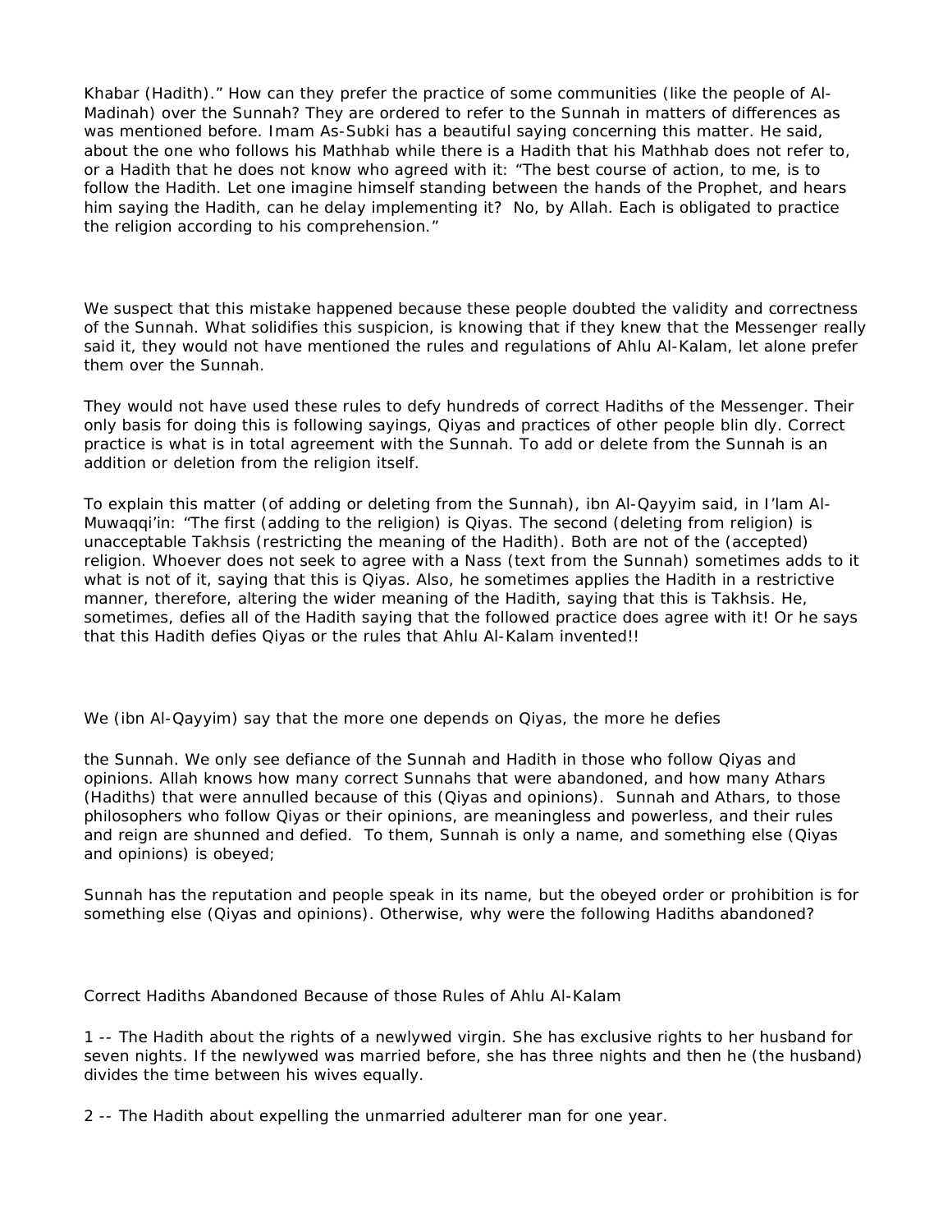Khabar (Hadith)." How can they prefer the practice of some communities (like the people of Al-Madinah) over the Sunnah? They are ordered to refer to the Sunnah in matters of differences as was mentioned before. Imam As-Subki has a beautiful saying concerning this matter. He said, about the one who follows his Mathhab while there is a Hadith that his Mathhab does not refer to, or a Hadith that he does not know who agreed with it: "The best course of action, to me, is to follow the Hadith. Let one imagine himself standing between the hands of the Prophet, and hears him saying the Hadith, can he delay implementing it? No, by Allah. Each is obligated to practice the religion according to his comprehension."

We suspect that this mistake happened because these people doubted the validity and correctness of the Sunnah. What solidifies this suspicion, is knowing that if they knew that the Messenger really said it, they would not have mentioned the rules and regulations of Ahlu Al-Kalam, let alone prefer them over the Sunnah.

They would not have used these rules to defy hundreds of correct Hadiths of the Messenger. Their only basis for doing this is following sayings, Qiyas and practices of other people blin dly. Correct practice is what is in total agreement with the Sunnah. To add or delete from the Sunnah is an addition or deletion from the religion itself.

To explain this matter (of adding or deleting from the Sunnah), ibn Al-Qayyim said, in I'lam Al-Muwaqqi'in: "The first (adding to the religion) is Qiyas. The second (deleting from religion) is unacceptable Takhsis (restricting the meaning of the Hadith). Both are not of the (accepted) religion. Whoever does not seek to agree with a Nass (text from the Sunnah) sometimes adds to it what is not of it, saying that this is Qiyas. Also, he sometimes applies the Hadith in a restrictive manner, therefore, altering the wider meaning of the Hadith, saying that this is Takhsis. He, sometimes, defies all of the Hadith saying that the followed practice does agree with it! Or he says that this Hadith defies Qiyas or the rules that Ahlu Al-Kalam invented!!

We (ibn Al-Qayyim) say that the more one depends on Qiyas, the more he defies the Sunnah. We only see defiance of the Sunnah and Hadith in those who follow Qiyas and opinions. Allah knows how many correct Sunnahs that were abandoned, and how many Athars (Hadiths) that were annulled because of this (Qiyas and opinions). Sunnah and Athars, to those philosophers who follow Qiyas or their opinions, are meaningless and powerless, and their rules and reign are shunned and defied. To them, Sunnah is only a name, and something else (Qiyas and opinions) is obeyed;

Sunnah has the reputation and people speak in its name, but the obeyed order or prohibition is for something else (Qiyas and opinions). Otherwise, why were the following Hadiths abandoned?

## Correct Hadiths Abandoned Because of those Rules of Ahlu Al-Kalam

1 -- The Hadith about the rights of a newlywed virgin. She has exclusive rights to her husband for seven nights. If the newlywed was married before, she has three nights and then he (the husband) divides the time between his wives equally.

2 -- The Hadith about expelling the unmarried adulterer man for one year.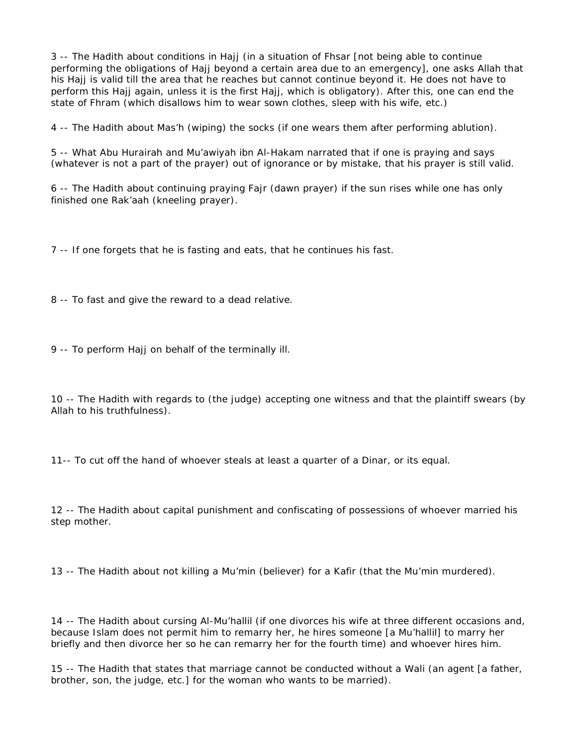3 -- The Hadith about conditions in Hajj (in a situation of Fhsar [not being able to continue performing the obligations of Hajj beyond a certain area due to an emergency], one asks Allah that his Hajj is valid till the area that he reaches but cannot continue beyond it. He does not have to perform this Hajj again, unless it is the first Hajj, which is obligatory). After this, one can end the state of Fhram (which disallows him to wear sown clothes, sleep with his wife, etc.)

4 -- The Hadith about Mas'h (wiping) the socks (if one wears them after performing ablution).

5 -- What Abu Hurairah and Mu'awiyah ibn Al-Hakam narrated that if one is praying and says (whatever is not a part of the prayer) out of ignorance or by mistake, that his prayer is still valid.

6 -- The Hadith about continuing praying Fajr (dawn prayer) if the sun rises while one has only finished one Rak'aah (kneeling prayer).

7 -- If one forgets that he is fasting and eats, that he continues his fast.

8 -- To fast and give the reward to a dead relative.

9 -- To perform Hajj on behalf of the terminally ill.

10 -- The Hadith with regards to (the judge) accepting one witness and that the plaintiff swears (by Allah to his truthfulness).

11-- To cut off the hand of whoever steals at least a quarter of a Dinar, or its equal.

12 -- The Hadith about capital punishment and confiscating of possessions of whoever married his step mother.

13 -- The Hadith about not killing a Mu'min (believer) for a Kafir (that the Mu'min murdered).

14 -- The Hadith about cursing Al-Mu'hallil (if one divorces his wife at three different occasions and, because Islam does not permit him to remarry her, he hires someone [a Mu'hallil] to marry her briefly and then divorce her so he can remarry her for the fourth time) and whoever hires him.

15 -- The Hadith that states that marriage cannot be conducted without a Wali (an agent [a father, brother, son, the judge, etc.] for the woman who wants to be married).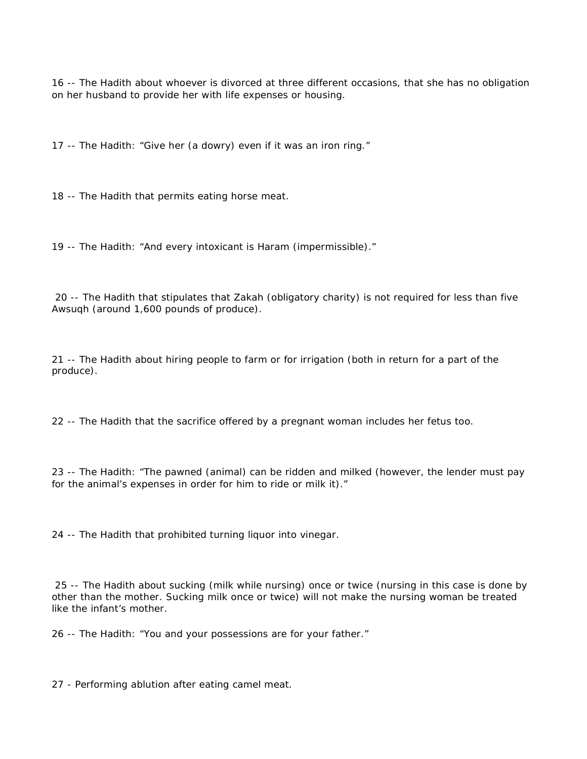16 -- The Hadith about whoever is divorced at three different occasions, that she has no obligation on her husband to provide her with life expenses or housing.

17 -- The Hadith: “Give her (a dowry) even if it was an iron ring.”

18 -- The Hadith that permits eating horse meat.

19 -- The Hadith: “And every intoxicant is Haram (impermissible).”

20 -- The Hadith that stipulates that Zakah (obligatory charity) is not required for less than five Awsuqh (around 1,600 pounds of produce).

21 -- The Hadith about hiring people to farm or for irrigation (both in return for a part of the produce).

22 -- The Hadith that the sacrifice offered by a pregnant woman includes her fetus too.

23 -- The Hadith: “The pawned (animal) can be ridden and milked (however, the lender must pay for the animal’s expenses in order for him to ride or milk it).”

24 -- The Hadith that prohibited turning liquor into vinegar.

25 -- The Hadith about sucking (milk while nursing) once or twice (nursing in this case is done by other than the mother. Sucking milk once or twice) will not make the nursing woman be treated like the infant’s mother.

26 -- The Hadith: “You and your possessions are for your father.”

27 - Performing ablution after eating camel meat.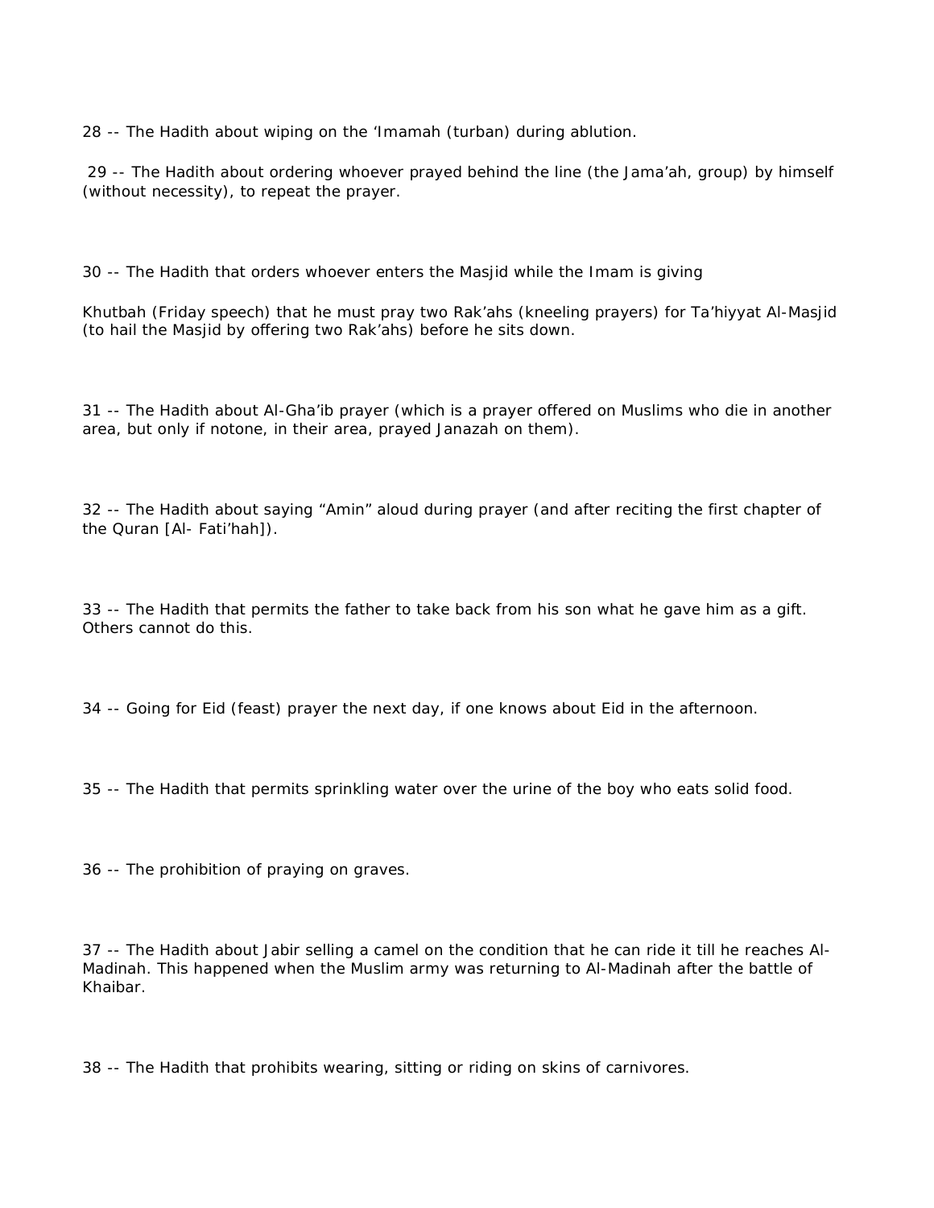28 -- The Hadith about wiping on the ‘Imamah (turban) during ablution.

29 -- The Hadith about ordering whoever prayed behind the line (the Jama’ah, group) by himself (without necessity), to repeat the prayer.

30 -- The Hadith that orders whoever enters the Masjid while the Imam is giving

Khutbah (Friday speech) that he must pray two Rak’ahs (kneeling prayers) for Ta’hiyyat Al-Masjid (to hail the Masjid by offering two Rak’ahs) before he sits down.

31 -- The Hadith about Al-Gha’ib prayer (which is a prayer offered on Muslims who die in another area, but only if notone, in their area, prayed Janazah on them).

32 -- The Hadith about saying “Amin” aloud during prayer (and after reciting the first chapter of the Quran [Al- Fati’hah]).

33 -- The Hadith that permits the father to take back from his son what he gave him as a gift. Others cannot do this.

34 -- Going for Eid (feast) prayer the next day, if one knows about Eid in the afternoon.

35 -- The Hadith that permits sprinkling water over the urine of the boy who eats solid food.

36 -- The prohibition of praying on graves.

37 -- The Hadith about Jabir selling a camel on the condition that he can ride it till he reaches Al-Madinah. This happened when the Muslim army was returning to Al-Madinah after the battle of Khaibar.

38 -- The Hadith that prohibits wearing, sitting or riding on skins of carnivores.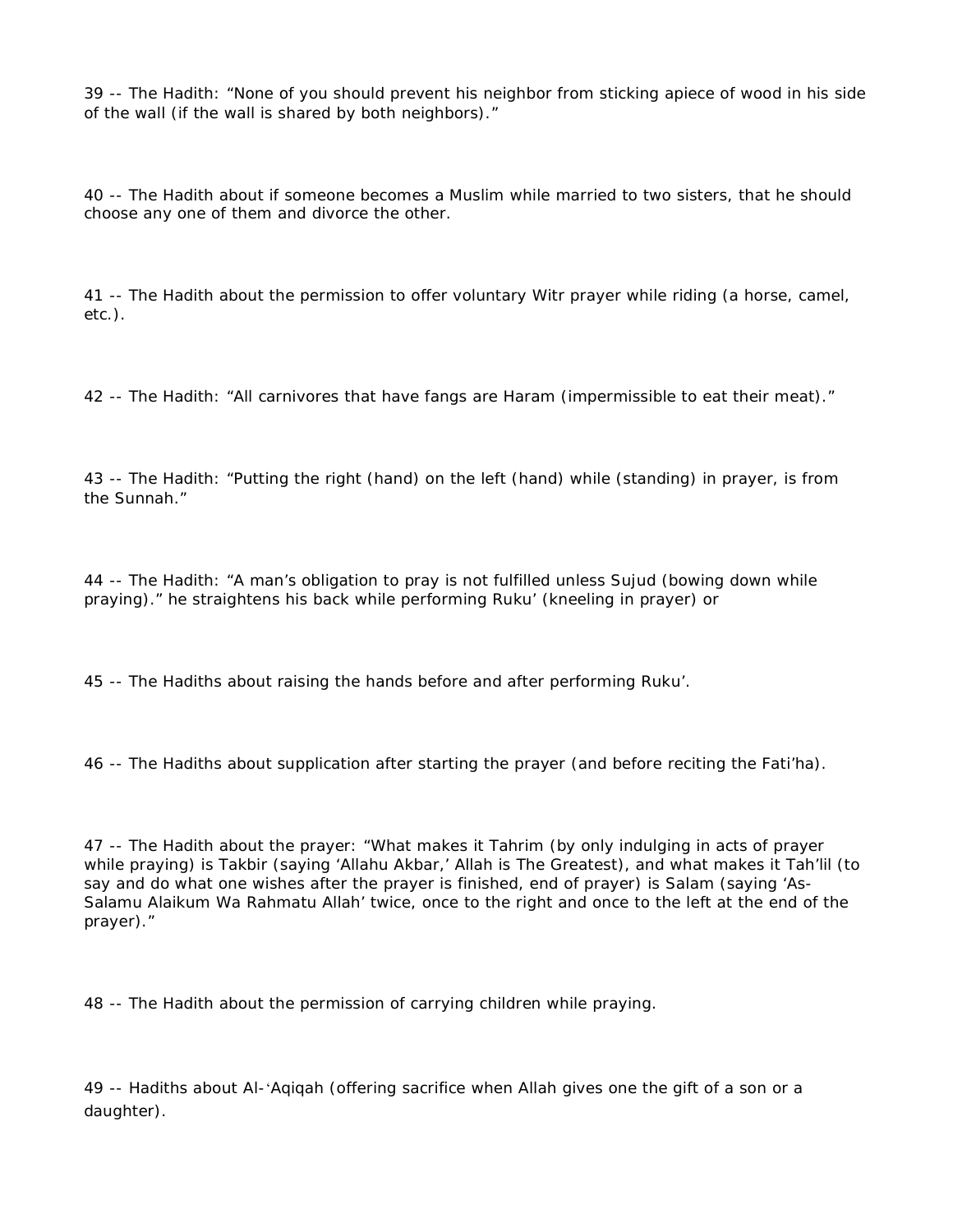39 -- The Hadith: “None of you should prevent his neighbor from sticking apiece of wood in his side of the wall (if the wall is shared by both neighbors).”

40 -- The Hadith about if someone becomes a Muslim while married to two sisters, that he should choose any one of them and divorce the other.

41 -- The Hadith about the permission to offer voluntary Witr prayer while riding (a horse, camel, etc.).

42 -- The Hadith: “All carnivores that have fangs are Haram (impermissible to eat their meat).”

43 -- The Hadith: “Putting the right (hand) on the left (hand) while (standing) in prayer, is from the Sunnah.”

44 -- The Hadith: “A man’s obligation to pray is not fulfilled unless Sujud (bowing down while praying).” he straightens his back while performing Ruku’ (kneeling in prayer) or

45 -- The Hadiths about raising the hands before and after performing Ruku’.

46 -- The Hadiths about supplication after starting the prayer (and before reciting the Fati’ha).

47 -- The Hadith about the prayer: “What makes it Tahrim (by only indulging in acts of prayer while praying) is Takbir (saying ‘Allahu Akbar,’ Allah is The Greatest), and what makes it Tah’lil (to say and do what one wishes after the prayer is finished, end of prayer) is Salam (saying ‘As-Salamu Alaikum Wa Rahmatu Allah’ twice, once to the right and once to the left at the end of the prayer).”

48 -- The Hadith about the permission of carrying children while praying.

49 -- Hadiths about Al-ʿAqiqah (offering sacrifice when Allah gives one the gift of a son or a daughter).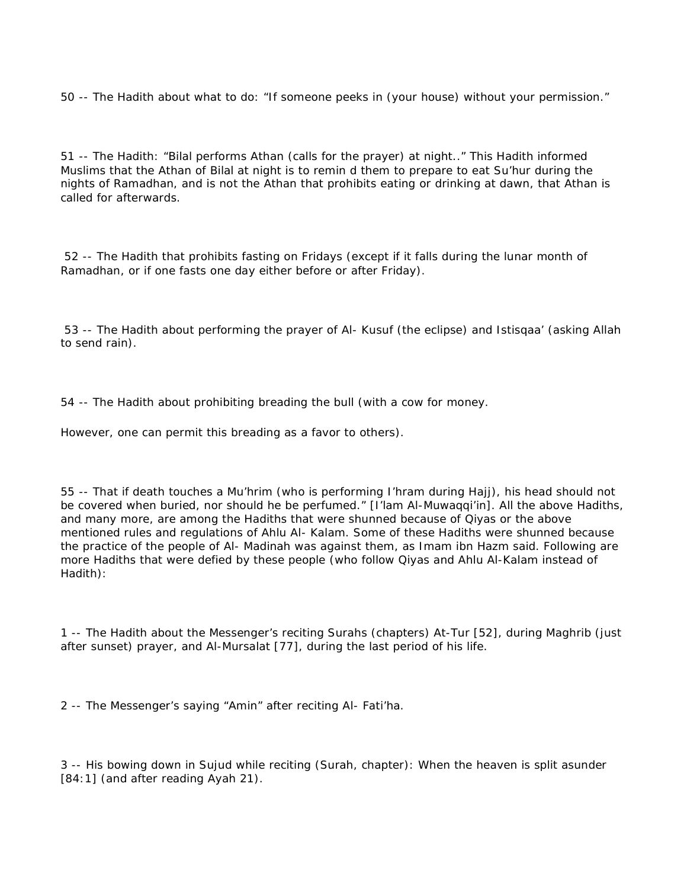50 -- The Hadith about what to do: "If someone peeks in (your house) without your permission."

51 -- The Hadith: "Bilal performs Athan (calls for the prayer) at night.." This Hadith informed Muslims that the Athan of Bilal at night is to remin d them to prepare to eat Su'hur during the nights of Ramadhan, and is not the Athan that prohibits eating or drinking at dawn, that Athan is called for afterwards.

52 -- The Hadith that prohibits fasting on Fridays (except if it falls during the lunar month of Ramadhan, or if one fasts one day either before or after Friday).

53 -- The Hadith about performing the prayer of Al- Kusuf (the eclipse) and Istisqaa' (asking Allah to send rain).

54 -- The Hadith about prohibiting breading the bull (with a cow for money.

However, one can permit this breading as a favor to others).

55 -- That if death touches a Mu'hrim (who is performing I'hram during Hajj), his head should not be covered when buried, nor should he be perfumed." [I'lam Al-Muwaqqi'in]. All the above Hadiths, and many more, are among the Hadiths that were shunned because of Qiyas or the above mentioned rules and regulations of Ahlu Al- Kalam. Some of these Hadiths were shunned because the practice of the people of Al- Madinah was against them, as Imam ibn Hazm said. Following are more Hadiths that were defied by these people (who follow Qiyas and Ahlu Al-Kalam instead of Hadith):

1 -- The Hadith about the Messenger's reciting Surahs (chapters) At-Tur [52], during Maghrib (just after sunset) prayer, and Al-Mursalat [77], during the last period of his life.

2 -- The Messenger's saying "Amin" after reciting Al- Fati'ha.

3 -- His bowing down in Sujud while reciting (Surah, chapter): When the heaven is split asunder [84:1] (and after reading Ayah 21).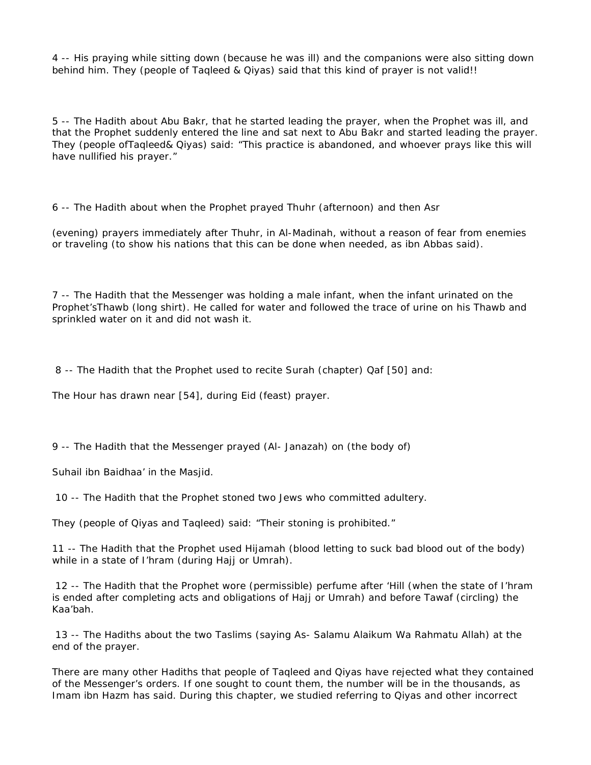4 -- His praying while sitting down (because he was ill) and the companions were also sitting down behind him. They (people of Taqleed & Qiyas) said that this kind of prayer is not valid!!

5 -- The Hadith about Abu Bakr, that he started leading the prayer, when the Prophet was ill, and that the Prophet suddenly entered the line and sat next to Abu Bakr and started leading the prayer. They (people ofTaqleed& Qiyas) said: “This practice is abandoned, and whoever prays like this will have nullified his prayer.”

6 -- The Hadith about when the Prophet prayed Thuhr (afternoon) and then Asr

(evening) prayers immediately after Thuhr, in Al-Madinah, without a reason of fear from enemies or traveling (to show his nations that this can be done when needed, as ibn Abbas said).

7 -- The Hadith that the Messenger was holding a male infant, when the infant urinated on the Prophet’sThawb (long shirt). He called for water and followed the trace of urine on his Thawb and sprinkled water on it and did not wash it.

8 -- The Hadith that the Prophet used to recite Surah (chapter) Qaf [50] and:

The Hour has drawn near [54], during Eid (feast) prayer.

9 -- The Hadith that the Messenger prayed (Al- Janazah) on (the body of)

Suhail ibn Baidhaa’ in the Masjid.

10 -- The Hadith that the Prophet stoned two Jews who committed adultery.

They (people of Qiyas and Taqleed) said: “Their stoning is prohibited.”

11 -- The Hadith that the Prophet used Hijamah (blood letting to suck bad blood out of the body) while in a state of I’hram (during Hajj or Umrah).

12 -- The Hadith that the Prophet wore (permissible) perfume after ‘Hill (when the state of I’hram is ended after completing acts and obligations of Hajj or Umrah) and before Tawaf (circling) the Kaa’bah.

13 -- The Hadiths about the two Taslims (saying As- Salamu Alaikum Wa Rahmatu Allah) at the end of the prayer.

There are many other Hadiths that people of Taqleed and Qiyas have rejected what they contained of the Messenger’s orders. If one sought to count them, the number will be in the thousands, as Imam ibn Hazm has said. During this chapter, we studied referring to Qiyas and other incorrect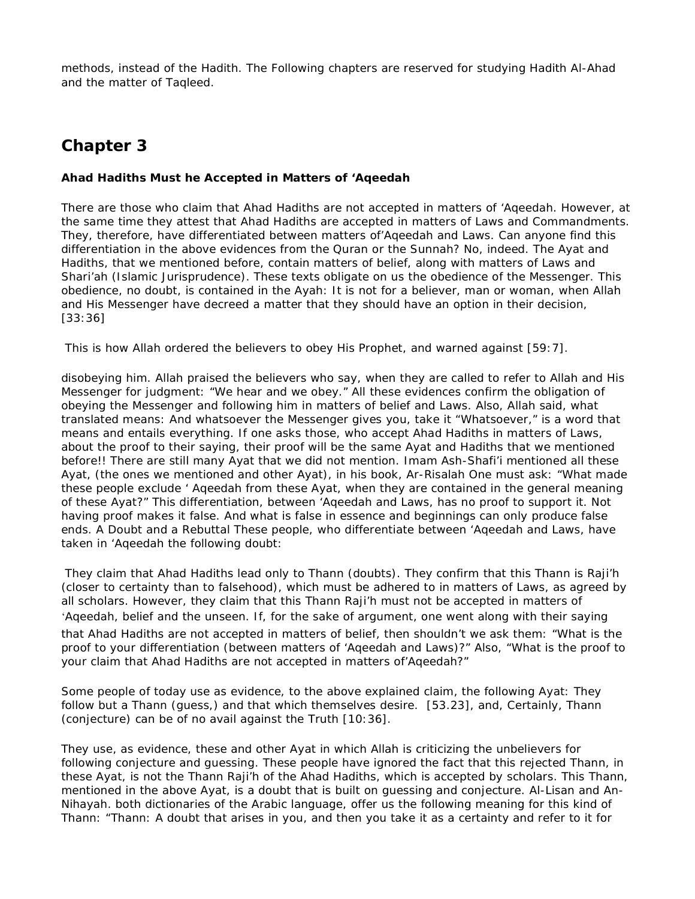methods, instead of the Hadith. The Following chapters are reserved for studying Hadith Al-Ahad and the matter of Taqleed.

# Chapter 3

**Ahad Hadiths Must he Accepted in Matters of 'Aqeedah**

There are those who claim that Ahad Hadiths are not accepted in matters of 'Aqeedah. However, at the same time they attest that Ahad Hadiths are accepted in matters of Laws and Commandments. They, therefore, have differentiated between matters of'Aqeedah and Laws. Can anyone find this differentiation in the above evidences from the Quran or the Sunnah? No, indeed. The Ayat and Hadiths, that we mentioned before, contain matters of belief, along with matters of Laws and Shari'ah (Islamic Jurisprudence). These texts obligate on us the obedience of the Messenger. This obedience, no doubt, is contained in the Ayah: It is not for a believer, man or woman, when Allah and His Messenger have decreed a matter that they should have an option in their decision, [33:36]

This is how Allah ordered the believers to obey His Prophet, and warned against [59:7].

disobeying him. Allah praised the believers who say, when they are called to refer to Allah and His Messenger for judgment: "We hear and we obey." All these evidences confirm the obligation of obeying the Messenger and following him in matters of belief and Laws. Also, Allah said, what translated means: And whatsoever the Messenger gives you, take it "Whatsoever," is a word that means and entails everything. If one asks those, who accept Ahad Hadiths in matters of Laws, about the proof to their saying, their proof will be the same Ayat and Hadiths that we mentioned before!! There are still many Ayat that we did not mention. Imam Ash-Shafi'i mentioned all these Ayat, (the ones we mentioned and other Ayat), in his book, Ar-Risalah One must ask: "What made these people exclude ' Aqeedah from these Ayat, when they are contained in the general meaning of these Ayat?" This differentiation, between 'Aqeedah and Laws, has no proof to support it. Not having proof makes it false. And what is false in essence and beginnings can only produce false ends. A Doubt and a Rebuttal These people, who differentiate between 'Aqeedah and Laws, have taken in 'Aqeedah the following doubt:

They claim that Ahad Hadiths lead only to Thann (doubts). They confirm that this Thann is Raji'h (closer to certainty than to falsehood), which must be adhered to in matters of Laws, as agreed by all scholars. However, they claim that this Thann Raji'h must not be accepted in matters of 'Aqeedah, belief and the unseen. If, for the sake of argument, one went along with their saying that Ahad Hadiths are not accepted in matters of belief, then shouldn't we ask them: "What is the proof to your differentiation (between matters of 'Aqeedah and Laws)?" Also, "What is the proof to your claim that Ahad Hadiths are not accepted in matters of'Aqeedah?"

Some people of today use as evidence, to the above explained claim, the following Ayat: They follow but a Thann (guess,) and that which themselves desire. [53.23], and, Certainly, Thann (conjecture) can be of no avail against the Truth [10:36].

They use, as evidence, these and other Ayat in which Allah is criticizing the unbelievers for following conjecture and guessing. These people have ignored the fact that this rejected Thann, in these Ayat, is not the Thann Raji'h of the Ahad Hadiths, which is accepted by scholars. This Thann, mentioned in the above Ayat, is a doubt that is built on guessing and conjecture. Al-Lisan and An-Nihayah. both dictionaries of the Arabic language, offer us the following meaning for this kind of Thann: "Thann: A doubt that arises in you, and then you take it as a certainty and refer to it for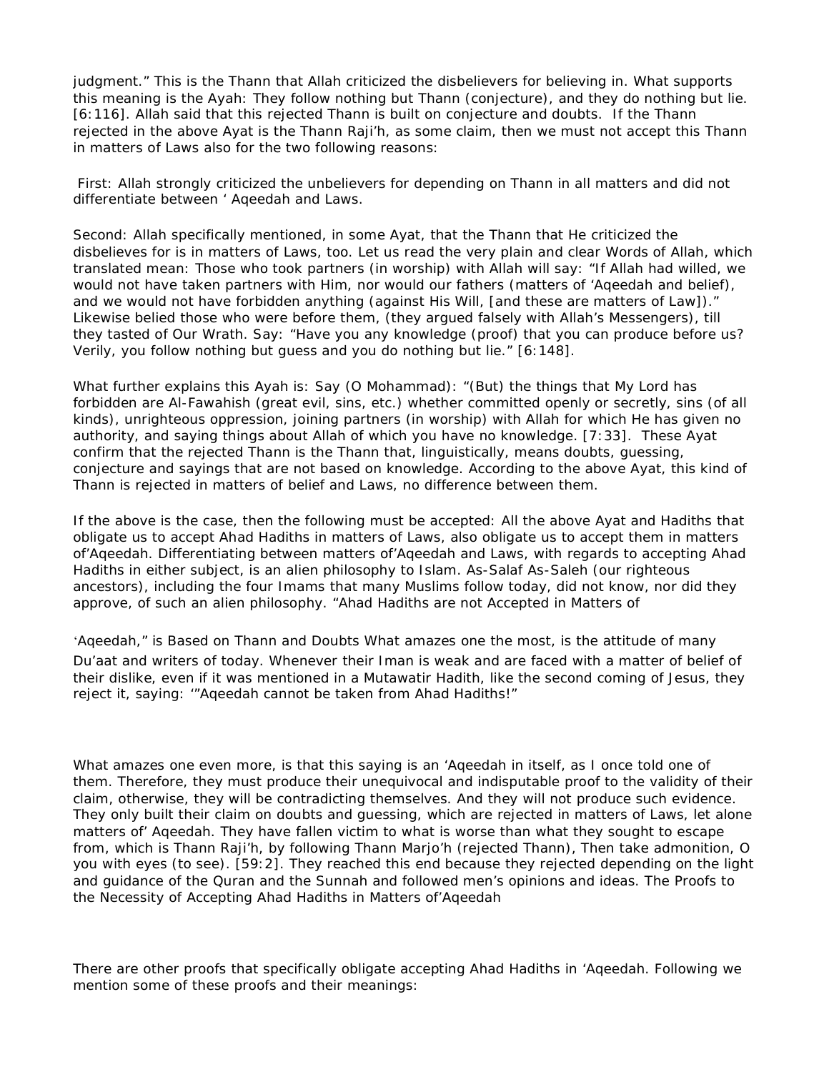judgment." This is the Thann that Allah criticized the disbelievers for believing in. What supports this meaning is the Ayah: They follow nothing but Thann (conjecture), and they do nothing but lie. [6:116]. Allah said that this rejected Thann is built on conjecture and doubts. If the Thann rejected in the above Ayat is the Thann Raji'h, as some claim, then we must not accept this Thann in matters of Laws also for the two following reasons:

First: Allah strongly criticized the unbelievers for depending on Thann in all matters and did not differentiate between ' Aqeedah and Laws.

Second: Allah specifically mentioned, in some Ayat, that the Thann that He criticized the disbelieves for is in matters of Laws, too. Let us read the very plain and clear Words of Allah, which translated mean: Those who took partners (in worship) with Allah will say: "If Allah had willed, we would not have taken partners with Him, nor would our fathers (matters of 'Aqeedah and belief), and we would not have forbidden anything (against His Will, [and these are matters of Law])." Likewise belied those who were before them, (they argued falsely with Allah's Messengers), till they tasted of Our Wrath. Say: "Have you any knowledge (proof) that you can produce before us? Verily, you follow nothing but guess and you do nothing but lie." [6:148].

What further explains this Ayah is: Say (O Mohammad): "(But) the things that My Lord has forbidden are Al-Fawahish (great evil, sins, etc.) whether committed openly or secretly, sins (of all kinds), unrighteous oppression, joining partners (in worship) with Allah for which He has given no authority, and saying things about Allah of which you have no knowledge. [7:33]. These Ayat confirm that the rejected Thann is the Thann that, linguistically, means doubts, guessing, conjecture and sayings that are not based on knowledge. According to the above Ayat, this kind of Thann is rejected in matters of belief and Laws, no difference between them.

If the above is the case, then the following must be accepted: All the above Ayat and Hadiths that obligate us to accept Ahad Hadiths in matters of Laws, also obligate us to accept them in matters of'Aqeedah. Differentiating between matters of'Aqeedah and Laws, with regards to accepting Ahad Hadiths in either subject, is an alien philosophy to Islam. As-Salaf As-Saleh (our righteous ancestors), including the four Imams that many Muslims follow today, did not know, nor did they approve, of such an alien philosophy. "Ahad Hadiths are not Accepted in Matters of

'Aqeedah," is Based on Thann and Doubts What amazes one the most, is the attitude of many Du'aat and writers of today. Whenever their Iman is weak and are faced with a matter of belief of their dislike, even if it was mentioned in a Mutawatir Hadith, like the second coming of Jesus, they reject it, saying: '"Aqeedah cannot be taken from Ahad Hadiths!"

What amazes one even more, is that this saying is an 'Aqeedah in itself, as I once told one of them. Therefore, they must produce their unequivocal and indisputable proof to the validity of their claim, otherwise, they will be contradicting themselves. And they will not produce such evidence. They only built their claim on doubts and guessing, which are rejected in matters of Laws, let alone matters of' Aqeedah. They have fallen victim to what is worse than what they sought to escape from, which is Thann Raji'h, by following Thann Marjo'h (rejected Thann), Then take admonition, O you with eyes (to see). [59:2]. They reached this end because they rejected depending on the light and guidance of the Quran and the Sunnah and followed men's opinions and ideas. The Proofs to the Necessity of Accepting Ahad Hadiths in Matters of'Aqeedah

There are other proofs that specifically obligate accepting Ahad Hadiths in 'Aqeedah. Following we mention some of these proofs and their meanings: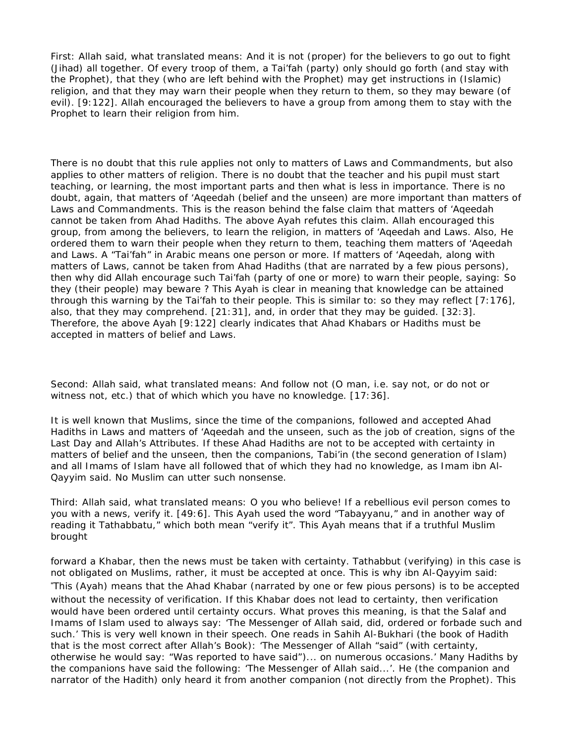First: Allah said, what translated means: And it is not (proper) for the believers to go out to fight (Jihad) all together. Of every troop of them, a Tai'fah (party) only should go forth (and stay with the Prophet), that they (who are left behind with the Prophet) may get instructions in (Islamic) religion, and that they may warn their people when they return to them, so they may beware (of evil). [9:122]. Allah encouraged the believers to have a group from among them to stay with the Prophet to learn their religion from him.

There is no doubt that this rule applies not only to matters of Laws and Commandments, but also applies to other matters of religion. There is no doubt that the teacher and his pupil must start teaching, or learning, the most important parts and then what is less in importance. There is no doubt, again, that matters of 'Aqeedah (belief and the unseen) are more important than matters of Laws and Commandments. This is the reason behind the false claim that matters of 'Aqeedah cannot be taken from Ahad Hadiths. The above Ayah refutes this claim. Allah encouraged this group, from among the believers, to learn the religion, in matters of 'Aqeedah and Laws. Also, He ordered them to warn their people when they return to them, teaching them matters of 'Aqeedah and Laws. A "Tai'fah" in Arabic means one person or more. If matters of 'Aqeedah, along with matters of Laws, cannot be taken from Ahad Hadiths (that are narrated by a few pious persons), then why did Allah encourage such Tai'fah (party of one or more) to warn their people, saying: So they (their people) may beware ? This Ayah is clear in meaning that knowledge can be attained through this warning by the Tai'fah to their people. This is similar to: so they may reflect [7:176], also, that they may comprehend. [21:31], and, in order that they may be guided. [32:3]. Therefore, the above Ayah [9:122] clearly indicates that Ahad Khabars or Hadiths must be accepted in matters of belief and Laws.

Second: Allah said, what translated means: And follow not (O man, i.e. say not, or do not or witness not, etc.) that of which which you have no knowledge. [17:36].

It is well known that Muslims, since the time of the companions, followed and accepted Ahad Hadiths in Laws and matters of 'Aqeedah and the unseen, such as the job of creation, signs of the Last Day and Allah's Attributes. If these Ahad Hadiths are not to be accepted with certainty in matters of belief and the unseen, then the companions, Tabi'in (the second generation of Islam) and all Imams of Islam have all followed that of which they had no knowledge, as Imam ibn Al-Qayyim said. No Muslim can utter such nonsense.

Third: Allah said, what translated means: O you who believe! If a rebellious evil person comes to you with a news, verify it. [49:6]. This Ayah used the word "Tabayyanu," and in another way of reading it Tathabbatu," which both mean "verify it". This Ayah means that if a truthful Muslim brought forward a Khabar, then the news must be taken with certainty. Tathabbut (verifying) in this case is not obligated on Muslims, rather, it must be accepted at once. This is why ibn Al-Qayyim said: "This (Ayah) means that the Ahad Khabar (narrated by one or few pious persons) is to be accepted without the necessity of verification. If this Khabar does not lead to certainty, then verification would have been ordered until certainty occurs. What proves this meaning, is that the Salaf and Imams of Islam used to always say: 'The Messenger of Allah said, did, ordered or forbade such and such.' This is very well known in their speech. One reads in Sahih Al-Bukhari (the book of Hadith that is the most correct after Allah's Book): 'The Messenger of Allah "said" (with certainty, otherwise he would say: "Was reported to have said")... on numerous occasions.' Many Hadiths by the companions have said the following: 'The Messenger of Allah said...'. He (the companion and narrator of the Hadith) only heard it from another companion (not directly from the Prophet). This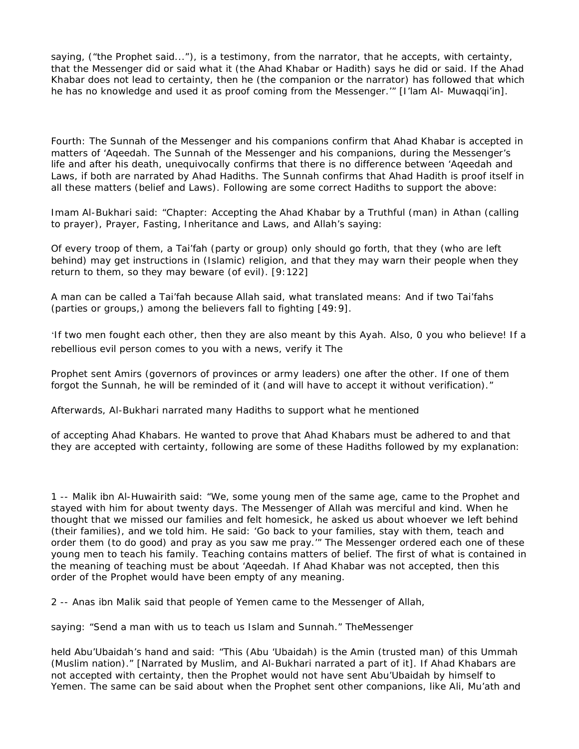saying, ("the Prophet said..."), is a testimony, from the narrator, that he accepts, with certainty, that the Messenger did or said what it (the Ahad Khabar or Hadith) says he did or said. If the Ahad Khabar does not lead to certainty, then he (the companion or the narrator) has followed that which he has no knowledge and used it as proof coming from the Messenger.'" [I'lam Al- Muwaqqi'in].

Fourth: The Sunnah of the Messenger and his companions confirm that Ahad Khabar is accepted in matters of 'Aqeedah. The Sunnah of the Messenger and his companions, during the Messenger's life and after his death, unequivocally confirms that there is no difference between 'Aqeedah and Laws, if both are narrated by Ahad Hadiths. The Sunnah confirms that Ahad Hadith is proof itself in all these matters (belief and Laws). Following are some correct Hadiths to support the above:

Imam Al-Bukhari said: "Chapter: Accepting the Ahad Khabar by a Truthful (man) in Athan (calling to prayer), Prayer, Fasting, Inheritance and Laws, and Allah's saying:

Of every troop of them, a Tai'fah (party or group) only should go forth, that they (who are left behind) may get instructions in (Islamic) religion, and that they may warn their people when they return to them, so they may beware (of evil). [9:122]

A man can be called a Tai'fah because Allah said, what translated means: And if two Tai'fahs (parties or groups,) among the believers fall to fighting [49:9].

'If two men fought each other, then they are also meant by this Ayah. Also, 0 you who believe! If a rebellious evil person comes to you with a news, verify it The

Prophet sent Amirs (governors of provinces or army leaders) one after the other. If one of them forgot the Sunnah, he will be reminded of it (and will have to accept it without verification)."

Afterwards, Al-Bukhari narrated many Hadiths to support what he mentioned

of accepting Ahad Khabars. He wanted to prove that Ahad Khabars must be adhered to and that they are accepted with certainty, following are some of these Hadiths followed by my explanation:

1 -- Malik ibn Al-Huwairith said: "We, some young men of the same age, came to the Prophet and stayed with him for about twenty days. The Messenger of Allah was merciful and kind. When he thought that we missed our families and felt homesick, he asked us about whoever we left behind (their families), and we told him. He said: 'Go back to your families, stay with them, teach and order them (to do good) and pray as you saw me pray.'" The Messenger ordered each one of these young men to teach his family. Teaching contains matters of belief. The first of what is contained in the meaning of teaching must be about 'Aqeedah. If Ahad Khabar was not accepted, then this order of the Prophet would have been empty of any meaning.

2 -- Anas ibn Malik said that people of Yemen came to the Messenger of Allah,

saying: "Send a man with us to teach us Islam and Sunnah." TheMessenger

held Abu'Ubaidah's hand and said: "This (Abu 'Ubaidah) is the Amin (trusted man) of this Ummah (Muslim nation)." [Narrated by Muslim, and Al-Bukhari narrated a part of it]. If Ahad Khabars are not accepted with certainty, then the Prophet would not have sent Abu'Ubaidah by himself to Yemen. The same can be said about when the Prophet sent other companions, like Ali, Mu'ath and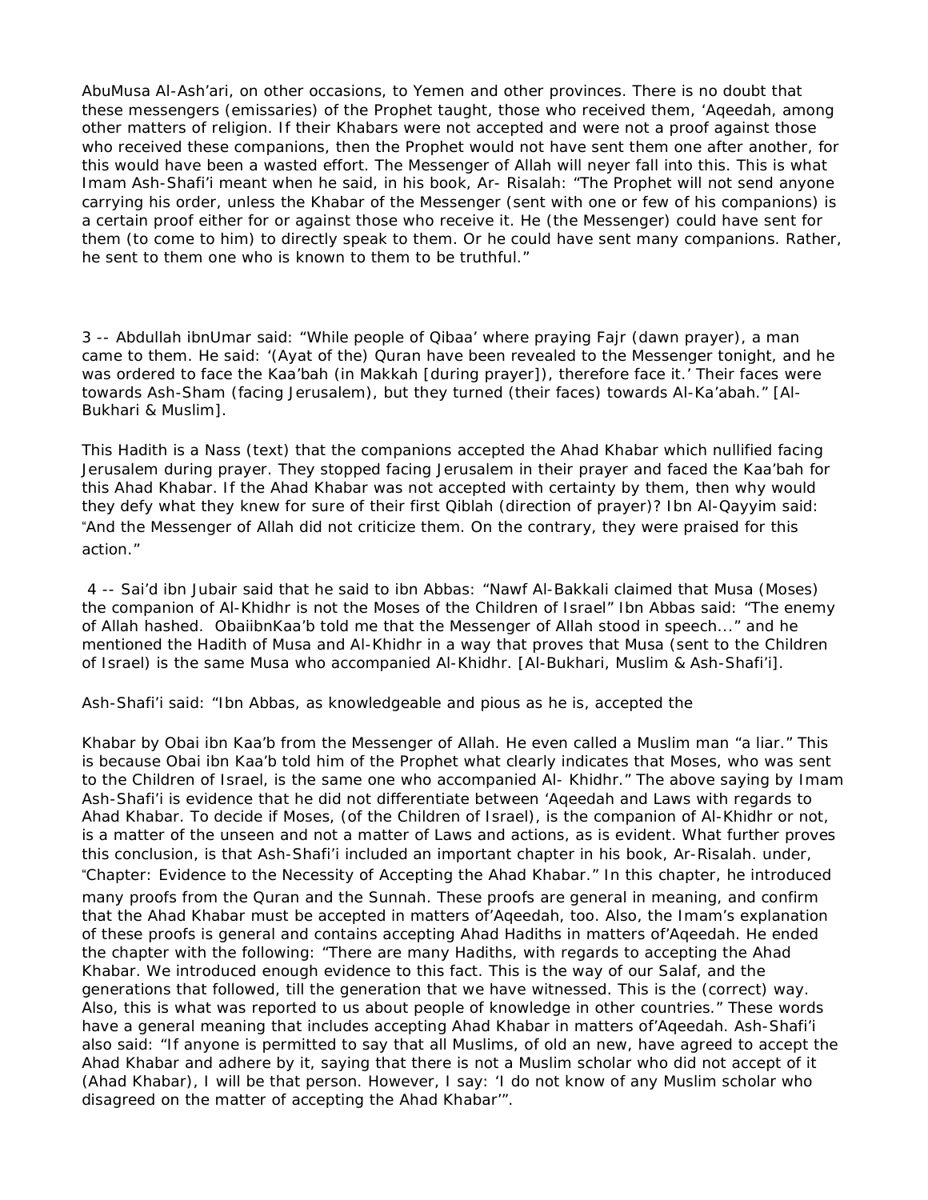AbuMusa Al-Ash'ari, on other occasions, to Yemen and other provinces. There is no doubt that these messengers (emissaries) of the Prophet taught, those who received them, 'Aqeedah, among other matters of religion. If their Khabars were not accepted and were not a proof against those who received these companions, then the Prophet would not have sent them one after another, for this would have been a wasted effort. The Messenger of Allah will neyer fall into this. This is what Imam Ash-Shafi'i meant when he said, in his book, Ar- Risalah: "The Prophet will not send anyone carrying his order, unless the Khabar of the Messenger (sent with one or few of his companions) is a certain proof either for or against those who receive it. He (the Messenger) could have sent for them (to come to him) to directly speak to them. Or he could have sent many companions. Rather, he sent to them one who is known to them to be truthful."

3 -- Abdullah ibnUmar said: "While people of Qibaa' where praying Fajr (dawn prayer), a man came to them. He said: '(Ayat of the) Quran have been revealed to the Messenger tonight, and he was ordered to face the Kaa'bah (in Makkah [during prayer]), therefore face it.' Their faces were towards Ash-Sham (facing Jerusalem), but they turned (their faces) towards Al-Ka'abah." [Al-Bukhari & Muslim].

This Hadith is a Nass (text) that the companions accepted the Ahad Khabar which nullified facing Jerusalem during prayer. They stopped facing Jerusalem in their prayer and faced the Kaa'bah for this Ahad Khabar. If the Ahad Khabar was not accepted with certainty by them, then why would they defy what they knew for sure of their first Qiblah (direction of prayer)? Ibn Al-Qayyim said: "And the Messenger of Allah did not criticize them. On the contrary, they were praised for this action."

4 -- Sai'd ibn Jubair said that he said to ibn Abbas: "Nawf Al-Bakkali claimed that Musa (Moses) the companion of Al-Khidhr is not the Moses of the Children of Israel" Ibn Abbas said: "The enemy of Allah hashed. ObaiibnKaa'b told me that the Messenger of Allah stood in speech..." and he mentioned the Hadith of Musa and Al-Khidhr in a way that proves that Musa (sent to the Children of Israel) is the same Musa who accompanied Al-Khidhr. [Al-Bukhari, Muslim & Ash-Shafi'i].

Ash-Shafi'i said: "Ibn Abbas, as knowledgeable and pious as he is, accepted the

Khabar by Obai ibn Kaa'b from the Messenger of Allah. He even called a Muslim man "a liar." This is because Obai ibn Kaa'b told him of the Prophet what clearly indicates that Moses, who was sent to the Children of Israel, is the same one who accompanied Al- Khidhr." The above saying by Imam Ash-Shafi'i is evidence that he did not differentiate between 'Aqeedah and Laws with regards to Ahad Khabar. To decide if Moses, (of the Children of Israel), is the companion of Al-Khidhr or not, is a matter of the unseen and not a matter of Laws and actions, as is evident. What further proves this conclusion, is that Ash-Shafi'i included an important chapter in his book, Ar-Risalah. under, "Chapter: Evidence to the Necessity of Accepting the Ahad Khabar." In this chapter, he introduced many proofs from the Quran and the Sunnah. These proofs are general in meaning, and confirm that the Ahad Khabar must be accepted in matters of'Aqeedah, too. Also, the Imam's explanation of these proofs is general and contains accepting Ahad Hadiths in matters of'Aqeedah. He ended the chapter with the following: "There are many Hadiths, with regards to accepting the Ahad Khabar. We introduced enough evidence to this fact. This is the way of our Salaf, and the generations that followed, till the generation that we have witnessed. This is the (correct) way. Also, this is what was reported to us about people of knowledge in other countries." These words have a general meaning that includes accepting Ahad Khabar in matters of'Aqeedah. Ash-Shafi'i also said: "If anyone is permitted to say that all Muslims, of old an new, have agreed to accept the Ahad Khabar and adhere by it, saying that there is not a Muslim scholar who did not accept of it (Ahad Khabar), I will be that person. However, I say: 'I do not know of any Muslim scholar who disagreed on the matter of accepting the Ahad Khabar'".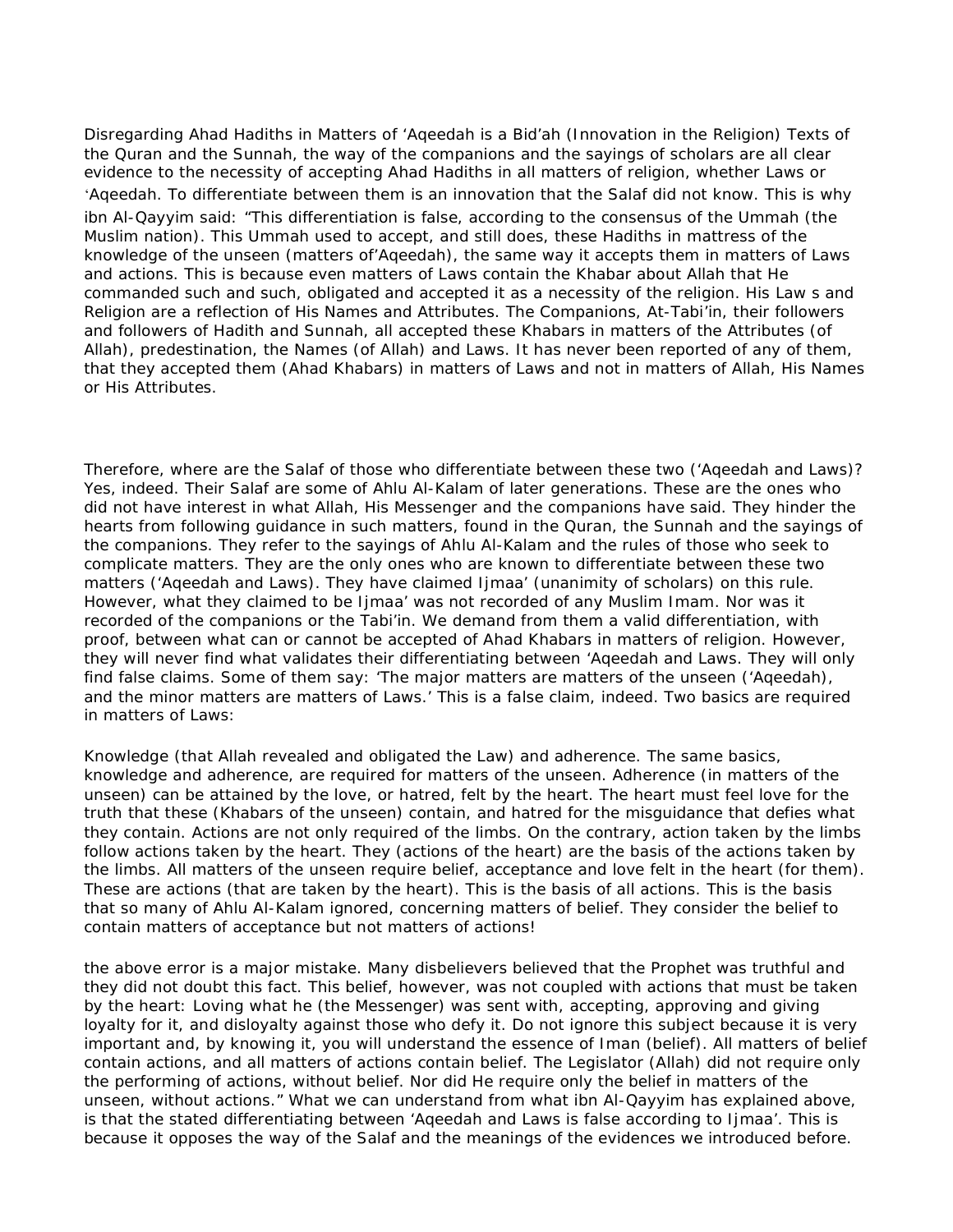Disregarding Ahad Hadiths in Matters of 'Aqeedah is a Bid'ah (Innovation in the Religion) Texts of the Quran and the Sunnah, the way of the companions and the sayings of scholars are all clear evidence to the necessity of accepting Ahad Hadiths in all matters of religion, whether Laws or 'Aqeedah. To differentiate between them is an innovation that the Salaf did not know. This is why ibn Al-Qayyim said: "This differentiation is false, according to the consensus of the Ummah (the Muslim nation). This Ummah used to accept, and still does, these Hadiths in mattress of the knowledge of the unseen (matters of'Aqeedah), the same way it accepts them in matters of Laws and actions. This is because even matters of Laws contain the Khabar about Allah that He commanded such and such, obligated and accepted it as a necessity of the religion. His Law s and Religion are a reflection of His Names and Attributes. The Companions, At-Tabi'in, their followers and followers of Hadith and Sunnah, all accepted these Khabars in matters of the Attributes (of Allah), predestination, the Names (of Allah) and Laws. It has never been reported of any of them, that they accepted them (Ahad Khabars) in matters of Laws and not in matters of Allah, His Names or His Attributes.

Therefore, where are the Salaf of those who differentiate between these two ('Aqeedah and Laws)? Yes, indeed. Their Salaf are some of Ahlu Al-Kalam of later generations. These are the ones who did not have interest in what Allah, His Messenger and the companions have said. They hinder the hearts from following guidance in such matters, found in the Quran, the Sunnah and the sayings of the companions. They refer to the sayings of Ahlu Al-Kalam and the rules of those who seek to complicate matters. They are the only ones who are known to differentiate between these two matters ('Aqeedah and Laws). They have claimed Ijmaa' (unanimity of scholars) on this rule. However, what they claimed to be Ijmaa' was not recorded of any Muslim Imam. Nor was it recorded of the companions or the Tabi'in. We demand from them a valid differentiation, with proof, between what can or cannot be accepted of Ahad Khabars in matters of religion. However, they will never find what validates their differentiating between 'Aqeedah and Laws. They will only find false claims. Some of them say: 'The major matters are matters of the unseen ('Aqeedah), and the minor matters are matters of Laws.' This is a false claim, indeed. Two basics are required in matters of Laws:

Knowledge (that Allah revealed and obligated the Law) and adherence. The same basics, knowledge and adherence, are required for matters of the unseen. Adherence (in matters of the unseen) can be attained by the love, or hatred, felt by the heart. The heart must feel love for the truth that these (Khabars of the unseen) contain, and hatred for the misguidance that defies what they contain. Actions are not only required of the limbs. On the contrary, action taken by the limbs follow actions taken by the heart. They (actions of the heart) are the basis of the actions taken by the limbs. All matters of the unseen require belief, acceptance and love felt in the heart (for them). These are actions (that are taken by the heart). This is the basis of all actions. This is the basis that so many of Ahlu Al-Kalam ignored, concerning matters of belief. They consider the belief to contain matters of acceptance but not matters of actions!

the above error is a major mistake. Many disbelievers believed that the Prophet was truthful and they did not doubt this fact. This belief, however, was not coupled with actions that must be taken by the heart: Loving what he (the Messenger) was sent with, accepting, approving and giving loyalty for it, and disloyalty against those who defy it. Do not ignore this subject because it is very important and, by knowing it, you will understand the essence of Iman (belief). All matters of belief contain actions, and all matters of actions contain belief. The Legislator (Allah) did not require only the performing of actions, without belief. Nor did He require only the belief in matters of the unseen, without actions." What we can understand from what ibn Al-Qayyim has explained above, is that the stated differentiating between 'Aqeedah and Laws is false according to Ijmaa'. This is because it opposes the way of the Salaf and the meanings of the evidences we introduced before.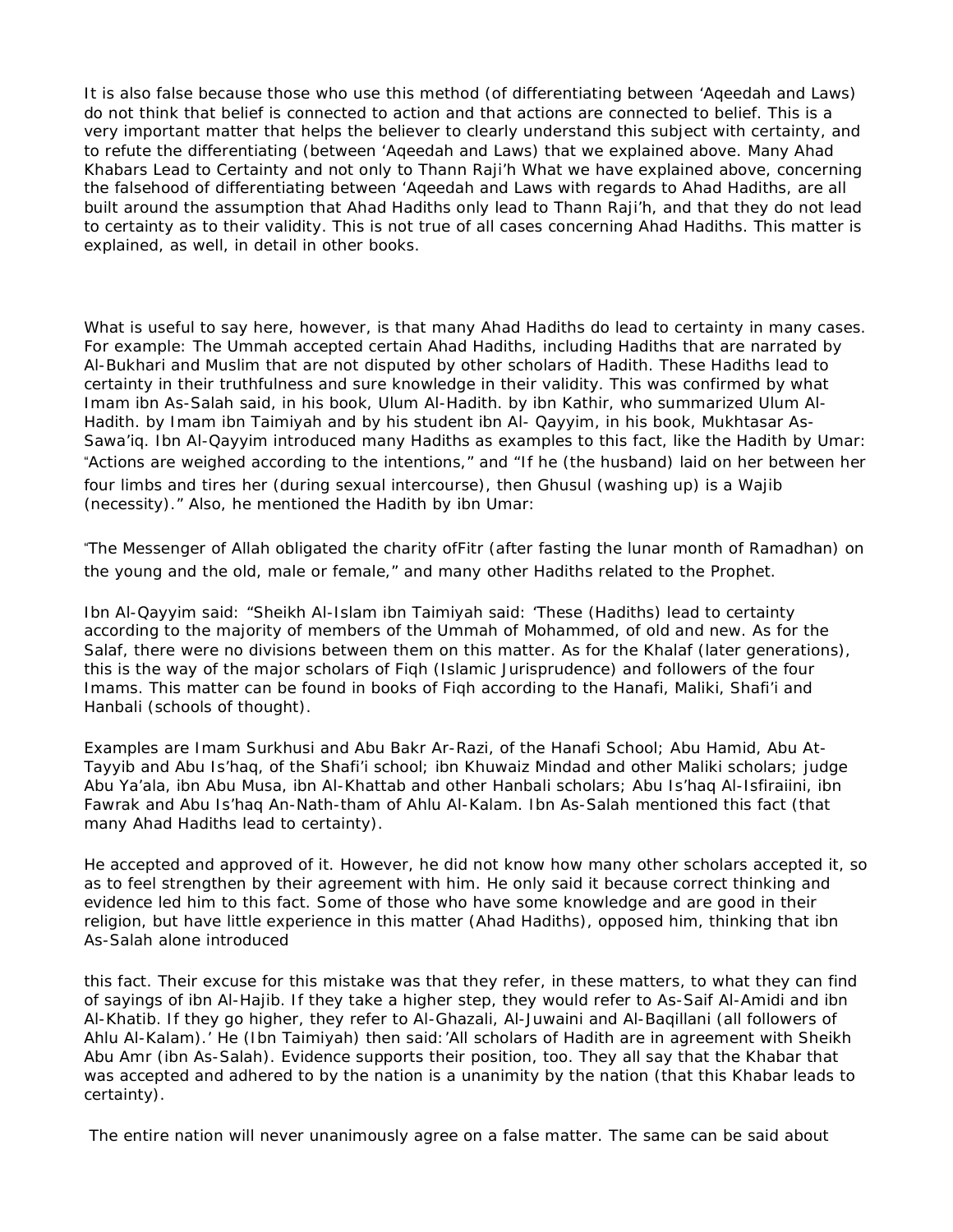It is also false because those who use this method (of differentiating between 'Aqeedah and Laws) do not think that belief is connected to action and that actions are connected to belief. This is a very important matter that helps the believer to clearly understand this subject with certainty, and to refute the differentiating (between 'Aqeedah and Laws) that we explained above. Many Ahad Khabars Lead to Certainty and not only to Thann Raji'h What we have explained above, concerning the falsehood of differentiating between 'Aqeedah and Laws with regards to Ahad Hadiths, are all built around the assumption that Ahad Hadiths only lead to Thann Raji'h, and that they do not lead to certainty as to their validity. This is not true of all cases concerning Ahad Hadiths. This matter is explained, as well, in detail in other books.

What is useful to say here, however, is that many Ahad Hadiths do lead to certainty in many cases. For example: The Ummah accepted certain Ahad Hadiths, including Hadiths that are narrated by Al-Bukhari and Muslim that are not disputed by other scholars of Hadith. These Hadiths lead to certainty in their truthfulness and sure knowledge in their validity. This was confirmed by what Imam ibn As-Salah said, in his book, Ulum Al-Hadith. by ibn Kathir, who summarized Ulum Al-Hadith. by Imam ibn Taimiyah and by his student ibn Al- Qayyim, in his book, Mukhtasar As-Sawa'iq. Ibn Al-Qayyim introduced many Hadiths as examples to this fact, like the Hadith by Umar: "Actions are weighed according to the intentions," and "If he (the husband) laid on her between her four limbs and tires her (during sexual intercourse), then Ghusul (washing up) is a Wajib (necessity)." Also, he mentioned the Hadith by ibn Umar:

"The Messenger of Allah obligated the charity ofFitr (after fasting the lunar month of Ramadhan) on the young and the old, male or female," and many other Hadiths related to the Prophet.

Ibn Al-Qayyim said: "Sheikh Al-Islam ibn Taimiyah said: 'These (Hadiths) lead to certainty according to the majority of members of the Ummah of Mohammed, of old and new. As for the Salaf, there were no divisions between them on this matter. As for the Khalaf (later generations), this is the way of the major scholars of Fiqh (Islamic Jurisprudence) and followers of the four Imams. This matter can be found in books of Fiqh according to the Hanafi, Maliki, Shafi'i and Hanbali (schools of thought).

Examples are Imam Surkhusi and Abu Bakr Ar-Razi, of the Hanafi School; Abu Hamid, Abu At-Tayyib and Abu Is'haq, of the Shafi'i school; ibn Khuwaiz Mindad and other Maliki scholars; judge Abu Ya'ala, ibn Abu Musa, ibn Al-Khattab and other Hanbali scholars; Abu Is'haq Al-Isfiraiini, ibn Fawrak and Abu Is'haq An-Nath-tham of Ahlu Al-Kalam. Ibn As-Salah mentioned this fact (that many Ahad Hadiths lead to certainty).

He accepted and approved of it. However, he did not know how many other scholars accepted it, so as to feel strengthen by their agreement with him. He only said it because correct thinking and evidence led him to this fact. Some of those who have some knowledge and are good in their religion, but have little experience in this matter (Ahad Hadiths), opposed him, thinking that ibn As-Salah alone introduced

this fact. Their excuse for this mistake was that they refer, in these matters, to what they can find of sayings of ibn Al-Hajib. If they take a higher step, they would refer to As-Saif Al-Amidi and ibn Al-Khatib. If they go higher, they refer to Al-Ghazali, Al-Juwaini and Al-Baqillani (all followers of Ahlu Al-Kalam).' He (Ibn Taimiyah) then said:'All scholars of Hadith are in agreement with Sheikh Abu Amr (ibn As-Salah). Evidence supports their position, too. They all say that the Khabar that was accepted and adhered to by the nation is a unanimity by the nation (that this Khabar leads to certainty).

The entire nation will never unanimously agree on a false matter. The same can be said about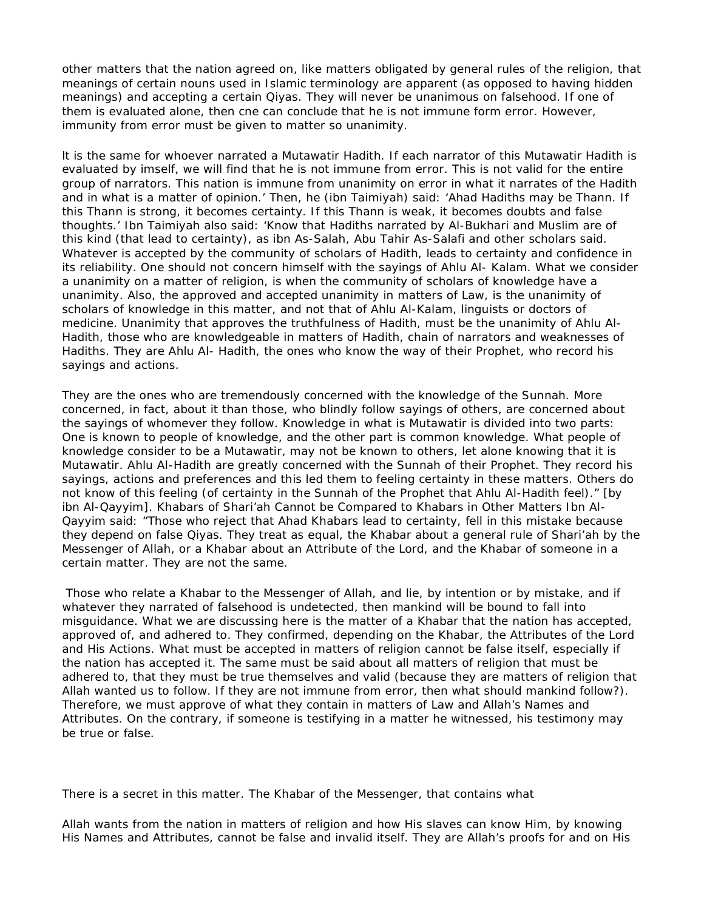other matters that the nation agreed on, like matters obligated by general rules of the religion, that meanings of certain nouns used in Islamic terminology are apparent (as opposed to having hidden meanings) and accepting a certain Qiyas. They will never be unanimous on falsehood. If one of them is evaluated alone, then cne can conclude that he is not immune form error. However, immunity from error must be given to matter so unanimity.

lt is the same for whoever narrated a Mutawatir Hadith. If each narrator of this Mutawatir Hadith is evaluated by imself, we will find that he is not immune from error. This is not valid for the entire group of narrators. This nation is immune from unanimity on error in what it narrates of the Hadith and in what is a matter of opinion.' Then, he (ibn Taimiyah) said: 'Ahad Hadiths may be Thann. If this Thann is strong, it becomes certainty. If this Thann is weak, it becomes doubts and false thoughts.' Ibn Taimiyah also said: 'Know that Hadiths narrated by Al-Bukhari and Muslim are of this kind (that lead to certainty), as ibn As-Salah, Abu Tahir As-Salafi and other scholars said. Whatever is accepted by the community of scholars of Hadith, leads to certainty and confidence in its reliability. One should not concern himself with the sayings of Ahlu Al- Kalam. What we consider a unanimity on a matter of religion, is when the community of scholars of knowledge have a unanimity. Also, the approved and accepted unanimity in matters of Law, is the unanimity of scholars of knowledge in this matter, and not that of Ahlu Al-Kalam, linguists or doctors of medicine. Unanimity that approves the truthfulness of Hadith, must be the unanimity of Ahlu Al-Hadith, those who are knowledgeable in matters of Hadith, chain of narrators and weaknesses of Hadiths. They are Ahlu Al- Hadith, the ones who know the way of their Prophet, who record his sayings and actions.

They are the ones who are tremendously concerned with the knowledge of the Sunnah. More concerned, in fact, about it than those, who blindly follow sayings of others, are concerned about the sayings of whomever they follow. Knowledge in what is Mutawatir is divided into two parts: One is known to people of knowledge, and the other part is common knowledge. What people of knowledge consider to be a Mutawatir, may not be known to others, let alone knowing that it is Mutawatir. Ahlu Al-Hadith are greatly concerned with the Sunnah of their Prophet. They record his sayings, actions and preferences and this led them to feeling certainty in these matters. Others do not know of this feeling (of certainty in the Sunnah of the Prophet that Ahlu Al-Hadith feel)." [by ibn Al-Qayyim]. Khabars of Shari'ah Cannot be Compared to Khabars in Other Matters Ibn Al-Qayyim said: "Those who reject that Ahad Khabars lead to certainty, fell in this mistake because they depend on false Qiyas. They treat as equal, the Khabar about a general rule of Shari'ah by the Messenger of Allah, or a Khabar about an Attribute of the Lord, and the Khabar of someone in a certain matter. They are not the same.

Those who relate a Khabar to the Messenger of Allah, and lie, by intention or by mistake, and if whatever they narrated of falsehood is undetected, then mankind will be bound to fall into misguidance. What we are discussing here is the matter of a Khabar that the nation has accepted, approved of, and adhered to. They confirmed, depending on the Khabar, the Attributes of the Lord and His Actions. What must be accepted in matters of religion cannot be false itself, especially if the nation has accepted it. The same must be said about all matters of religion that must be adhered to, that they must be true themselves and valid (because they are matters of religion that Allah wanted us to follow. If they are not immune from error, then what should mankind follow?). Therefore, we must approve of what they contain in matters of Law and Allah's Names and Attributes. On the contrary, if someone is testifying in a matter he witnessed, his testimony may be true or false.

There is a secret in this matter. The Khabar of the Messenger, that contains what

Allah wants from the nation in matters of religion and how His slaves can know Him, by knowing His Names and Attributes, cannot be false and invalid itself. They are Allah's proofs for and on His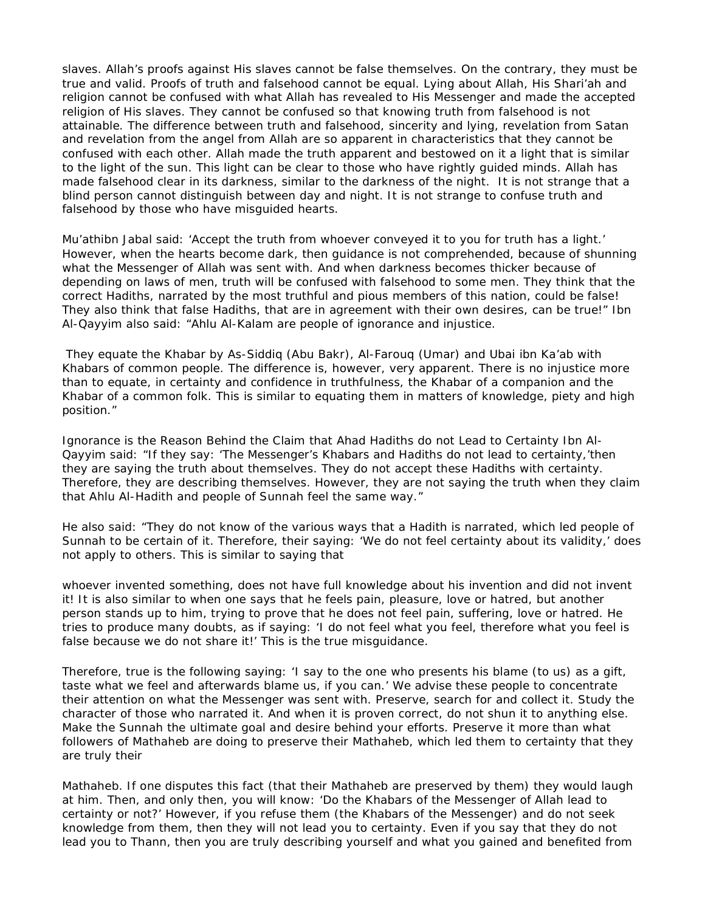slaves. Allah's proofs against His slaves cannot be false themselves. On the contrary, they must be true and valid. Proofs of truth and falsehood cannot be equal. Lying about Allah, His Shari'ah and religion cannot be confused with what Allah has revealed to His Messenger and made the accepted religion of His slaves. They cannot be confused so that knowing truth from falsehood is not attainable. The difference between truth and falsehood, sincerity and lying, revelation from Satan and revelation from the angel from Allah are so apparent in characteristics that they cannot be confused with each other. Allah made the truth apparent and bestowed on it a light that is similar to the light of the sun. This light can be clear to those who have rightly guided minds. Allah has made falsehood clear in its darkness, similar to the darkness of the night. It is not strange that a blind person cannot distinguish between day and night. It is not strange to confuse truth and falsehood by those who have misguided hearts.

Mu'athibn Jabal said: 'Accept the truth from whoever conveyed it to you for truth has a light.' However, when the hearts become dark, then guidance is not comprehended, because of shunning what the Messenger of Allah was sent with. And when darkness becomes thicker because of depending on laws of men, truth will be confused with falsehood to some men. They think that the correct Hadiths, narrated by the most truthful and pious members of this nation, could be false! They also think that false Hadiths, that are in agreement with their own desires, can be true!" Ibn Al-Qayyim also said: "Ahlu Al-Kalam are people of ignorance and injustice.

They equate the Khabar by As-Siddiq (Abu Bakr), Al-Farouq (Umar) and Ubai ibn Ka'ab with Khabars of common people. The difference is, however, very apparent. There is no injustice more than to equate, in certainty and confidence in truthfulness, the Khabar of a companion and the Khabar of a common folk. This is similar to equating them in matters of knowledge, piety and high position."

Ignorance is the Reason Behind the Claim that Ahad Hadiths do not Lead to Certainty Ibn Al-Qayyim said: "If they say: 'The Messenger's Khabars and Hadiths do not lead to certainty,'then they are saying the truth about themselves. They do not accept these Hadiths with certainty. Therefore, they are describing themselves. However, they are not saying the truth when they claim that Ahlu Al-Hadith and people of Sunnah feel the same way."

He also said: "They do not know of the various ways that a Hadith is narrated, which led people of Sunnah to be certain of it. Therefore, their saying: 'We do not feel certainty about its validity,' does not apply to others. This is similar to saying that

whoever invented something, does not have full knowledge about his invention and did not invent it! It is also similar to when one says that he feels pain, pleasure, love or hatred, but another person stands up to him, trying to prove that he does not feel pain, suffering, love or hatred. He tries to produce many doubts, as if saying: 'I do not feel what you feel, therefore what you feel is false because we do not share it!' This is the true misguidance.

Therefore, true is the following saying: 'I say to the one who presents his blame (to us) as a gift, taste what we feel and afterwards blame us, if you can.' We advise these people to concentrate their attention on what the Messenger was sent with. Preserve, search for and collect it. Study the character of those who narrated it. And when it is proven correct, do not shun it to anything else. Make the Sunnah the ultimate goal and desire behind your efforts. Preserve it more than what followers of Mathaheb are doing to preserve their Mathaheb, which led them to certainty that they are truly their

Mathaheb. If one disputes this fact (that their Mathaheb are preserved by them) they would laugh at him. Then, and only then, you will know: 'Do the Khabars of the Messenger of Allah lead to certainty or not?' However, if you refuse them (the Khabars of the Messenger) and do not seek knowledge from them, then they will not lead you to certainty. Even if you say that they do not lead you to Thann, then you are truly describing yourself and what you gained and benefited from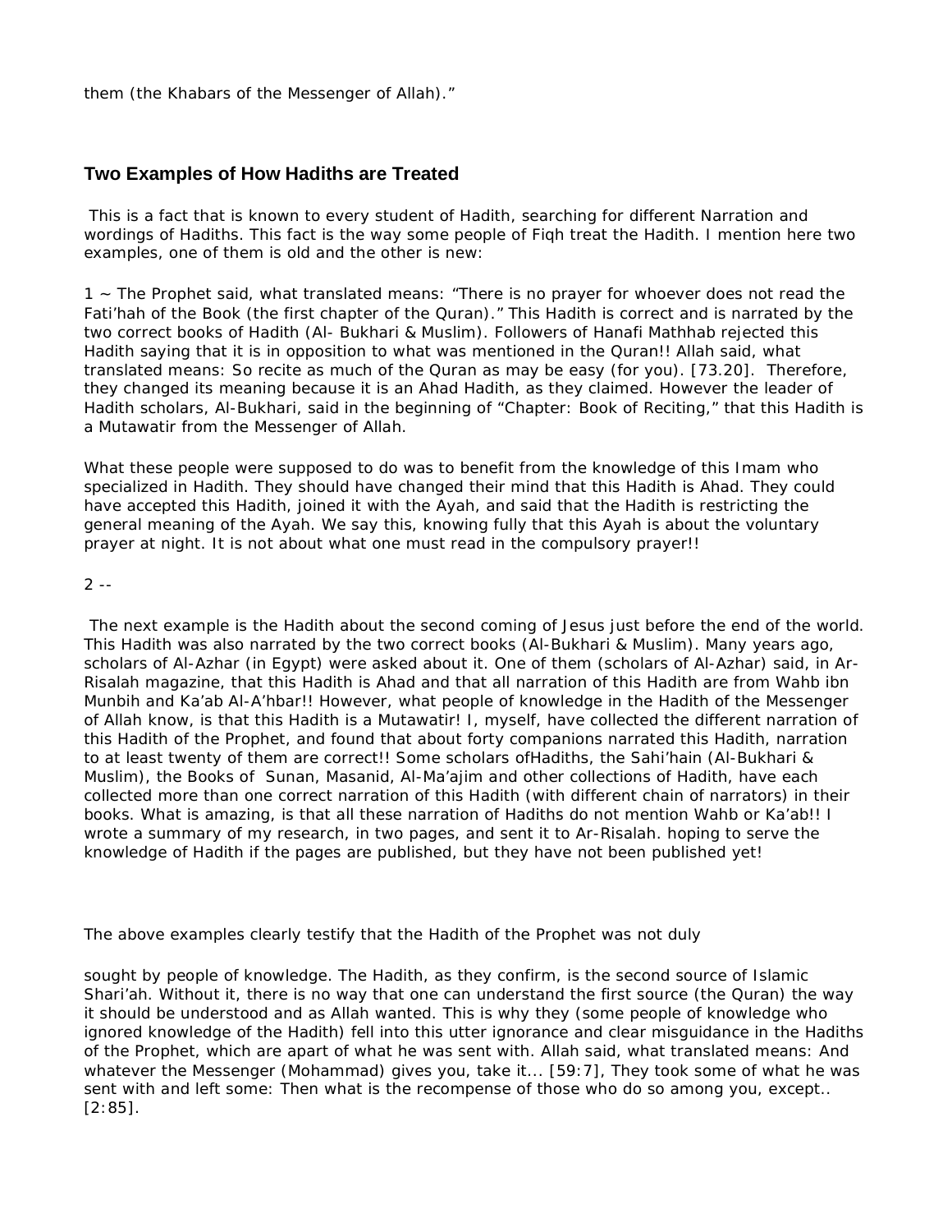them (the Khabars of the Messenger of Allah)."

## Two Examples of How Hadiths are Treated

This is a fact that is known to every student of Hadith, searching for different Narration and wordings of Hadiths. This fact is the way some people of Fiqh treat the Hadith. I mention here two examples, one of them is old and the other is new:

1 ~ The Prophet said, what translated means: "There is no prayer for whoever does not read the Fati'hah of the Book (the first chapter of the Quran)." This Hadith is correct and is narrated by the two correct books of Hadith (Al- Bukhari & Muslim). Followers of Hanafi Mathhab rejected this Hadith saying that it is in opposition to what was mentioned in the Quran!! Allah said, what translated means: So recite as much of the Quran as may be easy (for you). [73.20]. Therefore, they changed its meaning because it is an Ahad Hadith, as they claimed. However the leader of Hadith scholars, Al-Bukhari, said in the beginning of "Chapter: Book of Reciting," that this Hadith is a Mutawatir from the Messenger of Allah.

What these people were supposed to do was to benefit from the knowledge of this Imam who specialized in Hadith. They should have changed their mind that this Hadith is Ahad. They could have accepted this Hadith, joined it with the Ayah, and said that the Hadith is restricting the general meaning of the Ayah. We say this, knowing fully that this Ayah is about the voluntary prayer at night. It is not about what one must read in the compulsory prayer!!

2 --

The next example is the Hadith about the second coming of Jesus just before the end of the world. This Hadith was also narrated by the two correct books (Al-Bukhari & Muslim). Many years ago, scholars of Al-Azhar (in Egypt) were asked about it. One of them (scholars of Al-Azhar) said, in Ar-Risalah magazine, that this Hadith is Ahad and that all narration of this Hadith are from Wahb ibn Munbih and Ka'ab Al-A'hbar!! However, what people of knowledge in the Hadith of the Messenger of Allah know, is that this Hadith is a Mutawatir! I, myself, have collected the different narration of this Hadith of the Prophet, and found that about forty companions narrated this Hadith, narration to at least twenty of them are correct!! Some scholars ofHadiths, the Sahi'hain (Al-Bukhari & Muslim), the Books of Sunan, Masanid, Al-Ma'ajim and other collections of Hadith, have each collected more than one correct narration of this Hadith (with different chain of narrators) in their books. What is amazing, is that all these narration of Hadiths do not mention Wahb or Ka'ab!! I wrote a summary of my research, in two pages, and sent it to Ar-Risalah. hoping to serve the knowledge of Hadith if the pages are published, but they have not been published yet!

The above examples clearly testify that the Hadith of the Prophet was not duly

sought by people of knowledge. The Hadith, as they confirm, is the second source of Islamic Shari'ah. Without it, there is no way that one can understand the first source (the Quran) the way it should be understood and as Allah wanted. This is why they (some people of knowledge who ignored knowledge of the Hadith) fell into this utter ignorance and clear misguidance in the Hadiths of the Prophet, which are apart of what he was sent with. Allah said, what translated means: And whatever the Messenger (Mohammad) gives you, take it... [59:7], They took some of what he was sent with and left some: Then what is the recompense of those who do so among you, except.. [2:85].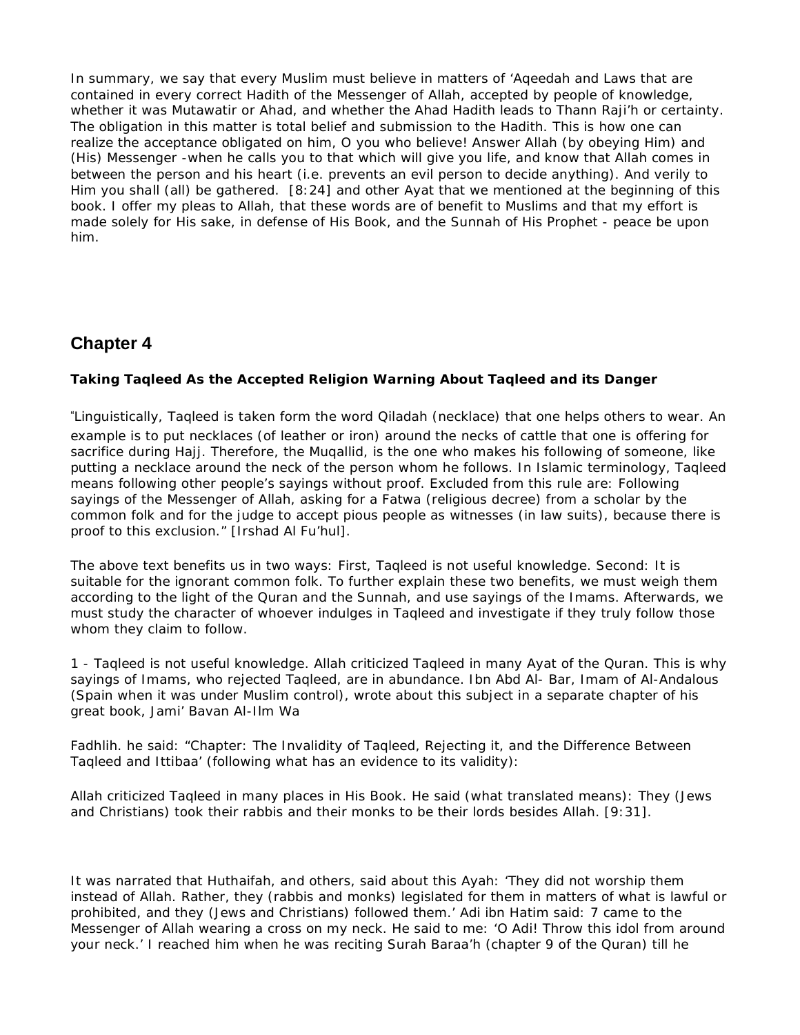In summary, we say that every Muslim must believe in matters of 'Aqeedah and Laws that are contained in every correct Hadith of the Messenger of Allah, accepted by people of knowledge, whether it was Mutawatir or Ahad, and whether the Ahad Hadith leads to Thann Raji'h or certainty. The obligation in this matter is total belief and submission to the Hadith. This is how one can realize the acceptance obligated on him, O you who believe! Answer Allah (by obeying Him) and (His) Messenger -when he calls you to that which will give you life, and know that Allah comes in between the person and his heart (i.e. prevents an evil person to decide anything). And verily to Him you shall (all) be gathered. [8:24] and other Ayat that we mentioned at the beginning of this book. I offer my pleas to Allah, that these words are of benefit to Muslims and that my effort is made solely for His sake, in defense of His Book, and the Sunnah of His Prophet - peace be upon him.

## Chapter 4

**Taking Taqleed As the Accepted Religion Warning About Taqleed and its Danger**

"Linguistically, Taqleed is taken form the word Qiladah (necklace) that one helps others to wear. An example is to put necklaces (of leather or iron) around the necks of cattle that one is offering for sacrifice during Hajj. Therefore, the Muqallid, is the one who makes his following of someone, like putting a necklace around the neck of the person whom he follows. In Islamic terminology, Taqleed means following other people's sayings without proof. Excluded from this rule are: Following sayings of the Messenger of Allah, asking for a Fatwa (religious decree) from a scholar by the common folk and for the judge to accept pious people as witnesses (in law suits), because there is proof to this exclusion." [Irshad Al Fu'hul].

The above text benefits us in two ways: First, Taqleed is not useful knowledge. Second: It is suitable for the ignorant common folk. To further explain these two benefits, we must weigh them according to the light of the Quran and the Sunnah, and use sayings of the Imams. Afterwards, we must study the character of whoever indulges in Taqleed and investigate if they truly follow those whom they claim to follow.

1 - Taqleed is not useful knowledge. Allah criticized Taqleed in many Ayat of the Quran. This is why sayings of Imams, who rejected Taqleed, are in abundance. Ibn Abd Al- Bar, Imam of Al-Andalous (Spain when it was under Muslim control), wrote about this subject in a separate chapter of his great book, Jami' Bavan Al-Ilm Wa

Fadhlih. he said: "Chapter: The Invalidity of Taqleed, Rejecting it, and the Difference Between Taqleed and Ittibaa' (following what has an evidence to its validity):

Allah criticized Taqleed in many places in His Book. He said (what translated means): They (Jews and Christians) took their rabbis and their monks to be their lords besides Allah. [9:31].

It was narrated that Huthaifah, and others, said about this Ayah: 'They did not worship them instead of Allah. Rather, they (rabbis and monks) legislated for them in matters of what is lawful or prohibited, and they (Jews and Christians) followed them.' Adi ibn Hatim said: 7 came to the Messenger of Allah wearing a cross on my neck. He said to me: 'O Adi! Throw this idol from around your neck.' I reached him when he was reciting Surah Baraa'h (chapter 9 of the Quran) till he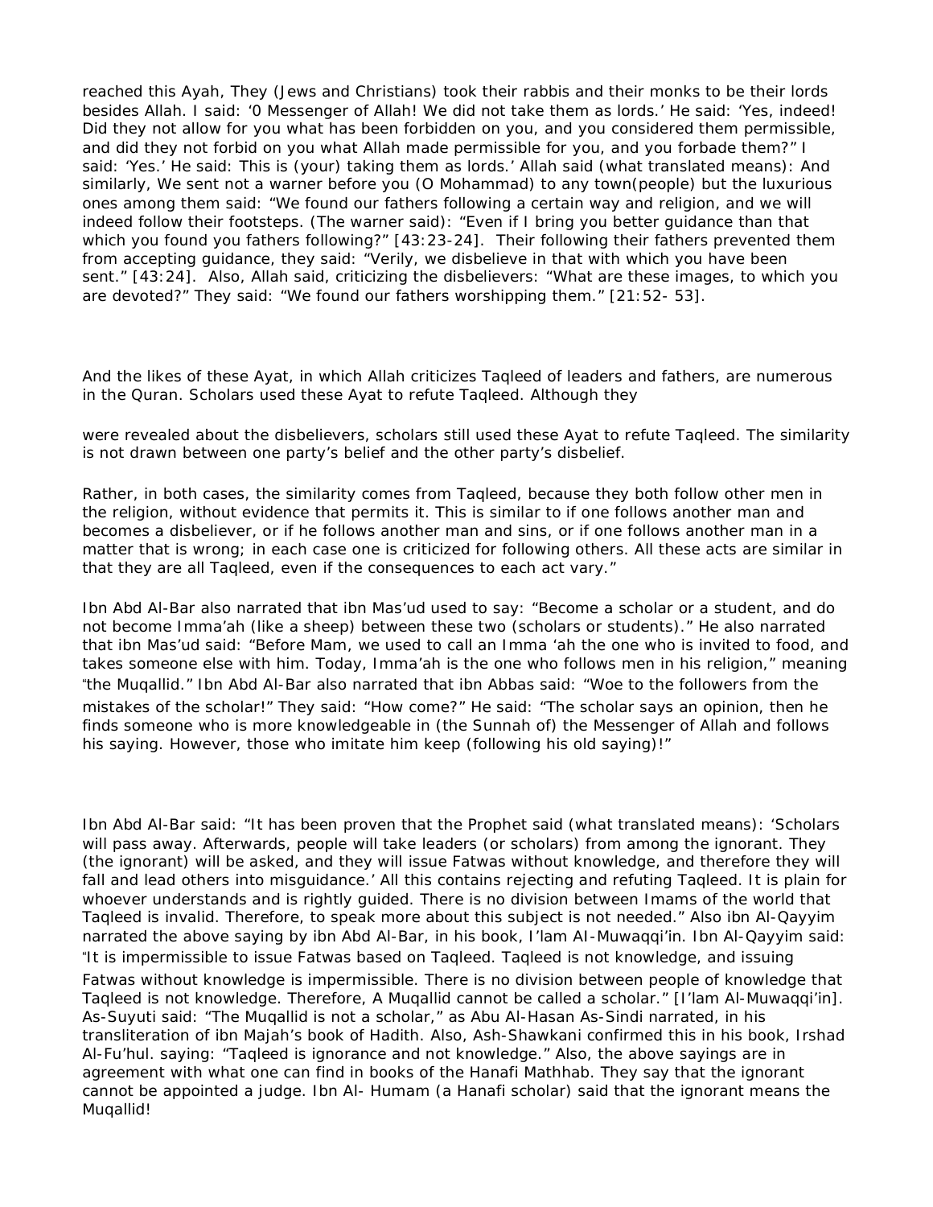reached this Ayah, They (Jews and Christians) took their rabbis and their monks to be their lords besides Allah. I said: '0 Messenger of Allah! We did not take them as lords.' He said: 'Yes, indeed! Did they not allow for you what has been forbidden on you, and you considered them permissible, and did they not forbid on you what Allah made permissible for you, and you forbade them?" I said: 'Yes.' He said: This is (your) taking them as lords.' Allah said (what translated means): And similarly, We sent not a warner before you (O Mohammad) to any town(people) but the luxurious ones among them said: "We found our fathers following a certain way and religion, and we will indeed follow their footsteps. (The warner said): "Even if I bring you better guidance than that which you found you fathers following?" [43:23-24]. Their following their fathers prevented them from accepting guidance, they said: "Verily, we disbelieve in that with which you have been sent." [43:24]. Also, Allah said, criticizing the disbelievers: "What are these images, to which you are devoted?" They said: "We found our fathers worshipping them." [21:52- 53].

And the likes of these Ayat, in which Allah criticizes Taqleed of leaders and fathers, are numerous in the Quran. Scholars used these Ayat to refute Taqleed. Although they

were revealed about the disbelievers, scholars still used these Ayat to refute Taqleed. The similarity is not drawn between one party's belief and the other party's disbelief.

Rather, in both cases, the similarity comes from Taqleed, because they both follow other men in the religion, without evidence that permits it. This is similar to if one follows another man and becomes a disbeliever, or if he follows another man and sins, or if one follows another man in a matter that is wrong; in each case one is criticized for following others. All these acts are similar in that they are all Taqleed, even if the consequences to each act vary."

Ibn Abd Al-Bar also narrated that ibn Mas'ud used to say: "Become a scholar or a student, and do not become Imma'ah (like a sheep) between these two (scholars or students)." He also narrated that ibn Mas'ud said: "Before Mam, we used to call an Imma 'ah the one who is invited to food, and takes someone else with him. Today, Imma'ah is the one who follows men in his religion," meaning "the Muqallid." Ibn Abd Al-Bar also narrated that ibn Abbas said: "Woe to the followers from the mistakes of the scholar!" They said: "How come?" He said: "The scholar says an opinion, then he finds someone who is more knowledgeable in (the Sunnah of) the Messenger of Allah and follows his saying. However, those who imitate him keep (following his old saying)!"

Ibn Abd Al-Bar said: "It has been proven that the Prophet said (what translated means): 'Scholars will pass away. Afterwards, people will take leaders (or scholars) from among the ignorant. They (the ignorant) will be asked, and they will issue Fatwas without knowledge, and therefore they will fall and lead others into misguidance.' All this contains rejecting and refuting Taqleed. It is plain for whoever understands and is rightly guided. There is no division between Imams of the world that Taqleed is invalid. Therefore, to speak more about this subject is not needed." Also ibn Al-Qayyim narrated the above saying by ibn Abd Al-Bar, in his book, I'lam AI-Muwaqqi'in. Ibn Al-Qayyim said: "It is impermissible to issue Fatwas based on Taqleed. Taqleed is not knowledge, and issuing Fatwas without knowledge is impermissible. There is no division between people of knowledge that Taqleed is not knowledge. Therefore, A Muqallid cannot be called a scholar." [I'lam Al-Muwaqqi'in]. As-Suyuti said: "The Muqallid is not a scholar," as Abu Al-Hasan As-Sindi narrated, in his transliteration of ibn Majah's book of Hadith. Also, Ash-Shawkani confirmed this in his book, Irshad Al-Fu'hul. saying: "Taqleed is ignorance and not knowledge." Also, the above sayings are in agreement with what one can find in books of the Hanafi Mathhab. They say that the ignorant cannot be appointed a judge. Ibn Al- Humam (a Hanafi scholar) said that the ignorant means the Muqallid!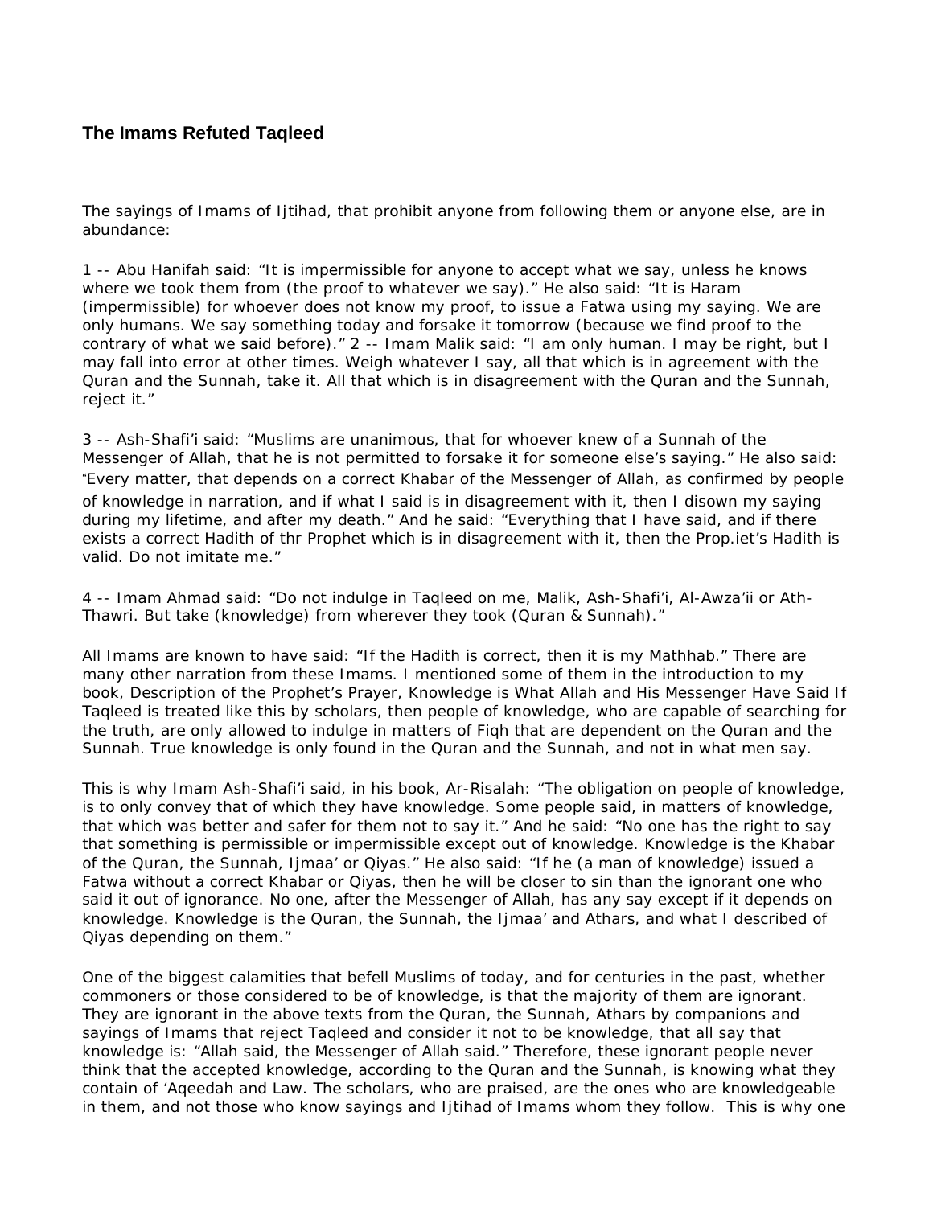## The Imams Refuted Taqleed

The sayings of Imams of Ijtihad, that prohibit anyone from following them or anyone else, are in abundance:

1 -- Abu Hanifah said: "It is impermissible for anyone to accept what we say, unless he knows where we took them from (the proof to whatever we say)." He also said: "It is Haram (impermissible) for whoever does not know my proof, to issue a Fatwa using my saying. We are only humans. We say something today and forsake it tomorrow (because we find proof to the contrary of what we said before)." 2 -- Imam Malik said: "I am only human. I may be right, but I may fall into error at other times. Weigh whatever I say, all that which is in agreement with the Quran and the Sunnah, take it. All that which is in disagreement with the Quran and the Sunnah, reject it."

3 -- Ash-Shafi'i said: "Muslims are unanimous, that for whoever knew of a Sunnah of the Messenger of Allah, that he is not permitted to forsake it for someone else's saying." He also said: "Every matter, that depends on a correct Khabar of the Messenger of Allah, as confirmed by people of knowledge in narration, and if what I said is in disagreement with it, then I disown my saying during my lifetime, and after my death." And he said: "Everything that I have said, and if there exists a correct Hadith of thr Prophet which is in disagreement with it, then the Prop.iet's Hadith is valid. Do not imitate me."

4 -- Imam Ahmad said: "Do not indulge in Taqleed on me, Malik, Ash-Shafi'i, Al-Awza'ii or Ath-Thawri. But take (knowledge) from wherever they took (Quran & Sunnah)."

All Imams are known to have said: "If the Hadith is correct, then it is my Mathhab." There are many other narration from these Imams. I mentioned some of them in the introduction to my book, Description of the Prophet's Prayer, Knowledge is What Allah and His Messenger Have Said If Taqleed is treated like this by scholars, then people of knowledge, who are capable of searching for the truth, are only allowed to indulge in matters of Fiqh that are dependent on the Quran and the Sunnah. True knowledge is only found in the Quran and the Sunnah, and not in what men say.

This is why Imam Ash-Shafi'i said, in his book, Ar-Risalah: "The obligation on people of knowledge, is to only convey that of which they have knowledge. Some people said, in matters of knowledge, that which was better and safer for them not to say it." And he said: "No one has the right to say that something is permissible or impermissible except out of knowledge. Knowledge is the Khabar of the Quran, the Sunnah, Ijmaa' or Qiyas." He also said: "If he (a man of knowledge) issued a Fatwa without a correct Khabar or Qiyas, then he will be closer to sin than the ignorant one who said it out of ignorance. No one, after the Messenger of Allah, has any say except if it depends on knowledge. Knowledge is the Quran, the Sunnah, the Ijmaa' and Athars, and what I described of Qiyas depending on them."

One of the biggest calamities that befell Muslims of today, and for centuries in the past, whether commoners or those considered to be of knowledge, is that the majority of them are ignorant. They are ignorant in the above texts from the Quran, the Sunnah, Athars by companions and sayings of Imams that reject Taqleed and consider it not to be knowledge, that all say that knowledge is: "Allah said, the Messenger of Allah said." Therefore, these ignorant people never think that the accepted knowledge, according to the Quran and the Sunnah, is knowing what they contain of 'Aqeedah and Law. The scholars, who are praised, are the ones who are knowledgeable in them, and not those who know sayings and Ijtihad of Imams whom they follow. This is why one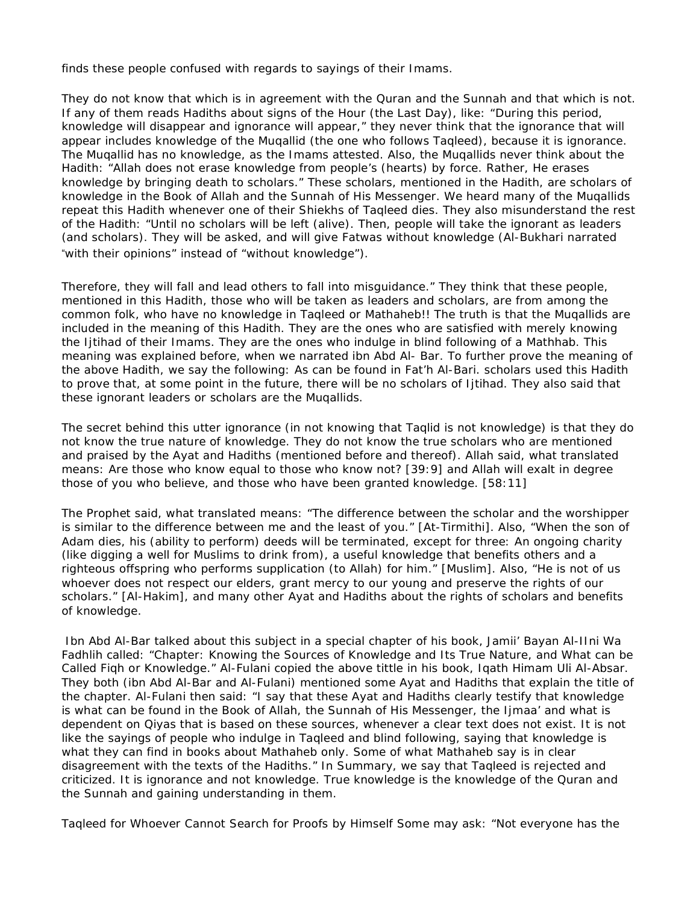finds these people confused with regards to sayings of their Imams.

They do not know that which is in agreement with the Quran and the Sunnah and that which is not. If any of them reads Hadiths about signs of the Hour (the Last Day), like: "During this period, knowledge will disappear and ignorance will appear," they never think that the ignorance that will appear includes knowledge of the Muqallid (the one who follows Taqleed), because it is ignorance. The Muqallid has no knowledge, as the Imams attested. Also, the Muqallids never think about the Hadith: "Allah does not erase knowledge from people's (hearts) by force. Rather, He erases knowledge by bringing death to scholars." These scholars, mentioned in the Hadith, are scholars of knowledge in the Book of Allah and the Sunnah of His Messenger. We heard many of the Muqallids repeat this Hadith whenever one of their Shiekhs of Taqleed dies. They also misunderstand the rest of the Hadith: "Until no scholars will be left (alive). Then, people will take the ignorant as leaders (and scholars). They will be asked, and will give Fatwas without knowledge (Al-Bukhari narrated "with their opinions" instead of "without knowledge").

Therefore, they will fall and lead others to fall into misguidance." They think that these people, mentioned in this Hadith, those who will be taken as leaders and scholars, are from among the common folk, who have no knowledge in Taqleed or Mathaheb!! The truth is that the Muqallids are included in the meaning of this Hadith. They are the ones who are satisfied with merely knowing the Ijtihad of their Imams. They are the ones who indulge in blind following of a Mathhab. This meaning was explained before, when we narrated ibn Abd Al- Bar. To further prove the meaning of the above Hadith, we say the following: As can be found in Fat'h Al-Bari. scholars used this Hadith to prove that, at some point in the future, there will be no scholars of Ijtihad. They also said that these ignorant leaders or scholars are the Muqallids.

The secret behind this utter ignorance (in not knowing that Taqlid is not knowledge) is that they do not know the true nature of knowledge. They do not know the true scholars who are mentioned and praised by the Ayat and Hadiths (mentioned before and thereof). Allah said, what translated means: Are those who know equal to those who know not? [39:9] and Allah will exalt in degree those of you who believe, and those who have been granted knowledge. [58:11]

The Prophet said, what translated means: "The difference between the scholar and the worshipper is similar to the difference between me and the least of you." [At-Tirmithi]. Also, "When the son of Adam dies, his (ability to perform) deeds will be terminated, except for three: An ongoing charity (like digging a well for Muslims to drink from), a useful knowledge that benefits others and a righteous offspring who performs supplication (to Allah) for him." [Muslim]. Also, "He is not of us whoever does not respect our elders, grant mercy to our young and preserve the rights of our scholars." [Al-Hakim], and many other Ayat and Hadiths about the rights of scholars and benefits of knowledge.

Ibn Abd Al-Bar talked about this subject in a special chapter of his book, Jamii' Bayan Al-IIni Wa Fadhlih called: "Chapter: Knowing the Sources of Knowledge and Its True Nature, and What can be Called Fiqh or Knowledge." Al-Fulani copied the above tittle in his book, Iqath Himam Uli Al-Absar. They both (ibn Abd Al-Bar and Al-Fulani) mentioned some Ayat and Hadiths that explain the title of the chapter. Al-Fulani then said: "I say that these Ayat and Hadiths clearly testify that knowledge is what can be found in the Book of Allah, the Sunnah of His Messenger, the Ijmaa' and what is dependent on Qiyas that is based on these sources, whenever a clear text does not exist. It is not like the sayings of people who indulge in Taqleed and blind following, saying that knowledge is what they can find in books about Mathaheb only. Some of what Mathaheb say is in clear disagreement with the texts of the Hadiths." In Summary, we say that Taqleed is rejected and criticized. It is ignorance and not knowledge. True knowledge is the knowledge of the Quran and the Sunnah and gaining understanding in them.

Taqleed for Whoever Cannot Search for Proofs by Himself Some may ask: "Not everyone has the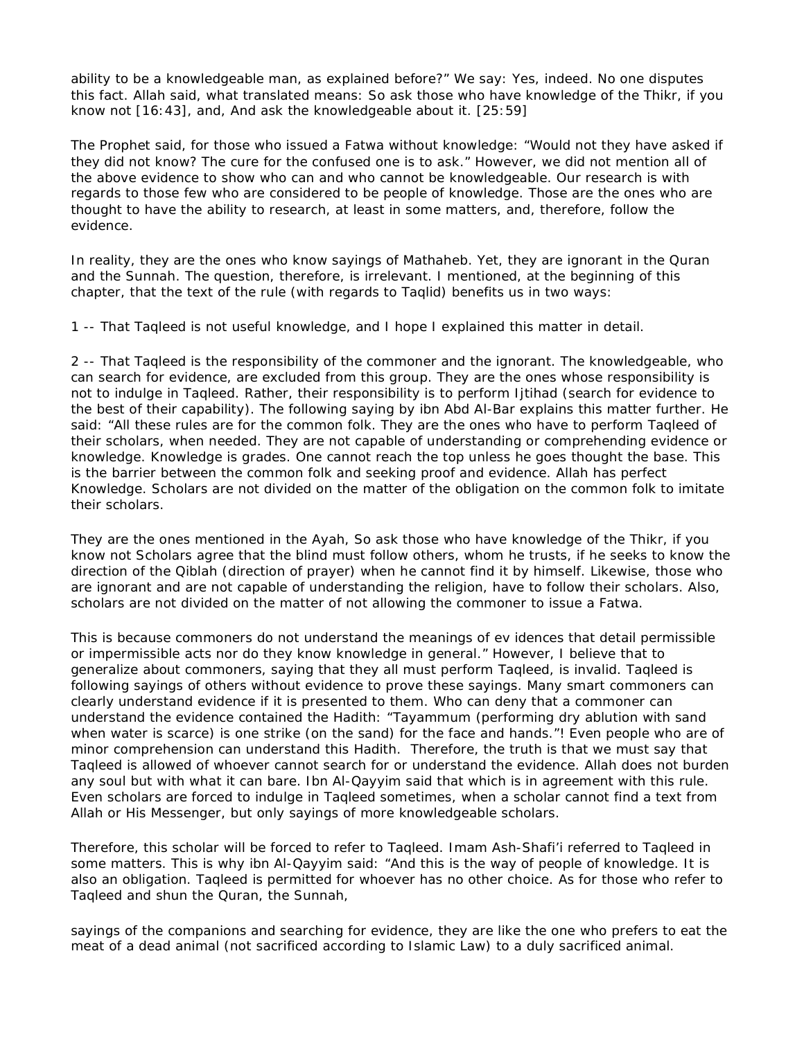ability to be a knowledgeable man, as explained before?" We say: Yes, indeed. No one disputes this fact. Allah said, what translated means: So ask those who have knowledge of the Thikr, if you know not [16:43], and, And ask the knowledgeable about it. [25:59]

The Prophet said, for those who issued a Fatwa without knowledge: "Would not they have asked if they did not know? The cure for the confused one is to ask." However, we did not mention all of the above evidence to show who can and who cannot be knowledgeable. Our research is with regards to those few who are considered to be people of knowledge. Those are the ones who are thought to have the ability to research, at least in some matters, and, therefore, follow the evidence.

In reality, they are the ones who know sayings of Mathaheb. Yet, they are ignorant in the Quran and the Sunnah. The question, therefore, is irrelevant. I mentioned, at the beginning of this chapter, that the text of the rule (with regards to Taqlid) benefits us in two ways:

1 -- That Taqleed is not useful knowledge, and I hope I explained this matter in detail.

2 -- That Taqleed is the responsibility of the commoner and the ignorant. The knowledgeable, who can search for evidence, are excluded from this group. They are the ones whose responsibility is not to indulge in Taqleed. Rather, their responsibility is to perform Ijtihad (search for evidence to the best of their capability). The following saying by ibn Abd Al-Bar explains this matter further. He said: "All these rules are for the common folk. They are the ones who have to perform Taqleed of their scholars, when needed. They are not capable of understanding or comprehending evidence or knowledge. Knowledge is grades. One cannot reach the top unless he goes thought the base. This is the barrier between the common folk and seeking proof and evidence. Allah has perfect Knowledge. Scholars are not divided on the matter of the obligation on the common folk to imitate their scholars.

They are the ones mentioned in the Ayah, So ask those who have knowledge of the Thikr, if you know not Scholars agree that the blind must follow others, whom he trusts, if he seeks to know the direction of the Qiblah (direction of prayer) when he cannot find it by himself. Likewise, those who are ignorant and are not capable of understanding the religion, have to follow their scholars. Also, scholars are not divided on the matter of not allowing the commoner to issue a Fatwa.

This is because commoners do not understand the meanings of ev idences that detail permissible or impermissible acts nor do they know knowledge in general." However, I believe that to generalize about commoners, saying that they all must perform Taqleed, is invalid. Taqleed is following sayings of others without evidence to prove these sayings. Many smart commoners can clearly understand evidence if it is presented to them. Who can deny that a commoner can understand the evidence contained the Hadith: "Tayammum (performing dry ablution with sand when water is scarce) is one strike (on the sand) for the face and hands."! Even people who are of minor comprehension can understand this Hadith. Therefore, the truth is that we must say that Taqleed is allowed of whoever cannot search for or understand the evidence. Allah does not burden any soul but with what it can bare. Ibn Al-Qayyim said that which is in agreement with this rule. Even scholars are forced to indulge in Taqleed sometimes, when a scholar cannot find a text from Allah or His Messenger, but only sayings of more knowledgeable scholars.

Therefore, this scholar will be forced to refer to Taqleed. Imam Ash-Shafi'i referred to Taqleed in some matters. This is why ibn Al-Qayyim said: "And this is the way of people of knowledge. It is also an obligation. Taqleed is permitted for whoever has no other choice. As for those who refer to Taqleed and shun the Quran, the Sunnah,

sayings of the companions and searching for evidence, they are like the one who prefers to eat the meat of a dead animal (not sacrificed according to Islamic Law) to a duly sacrificed animal.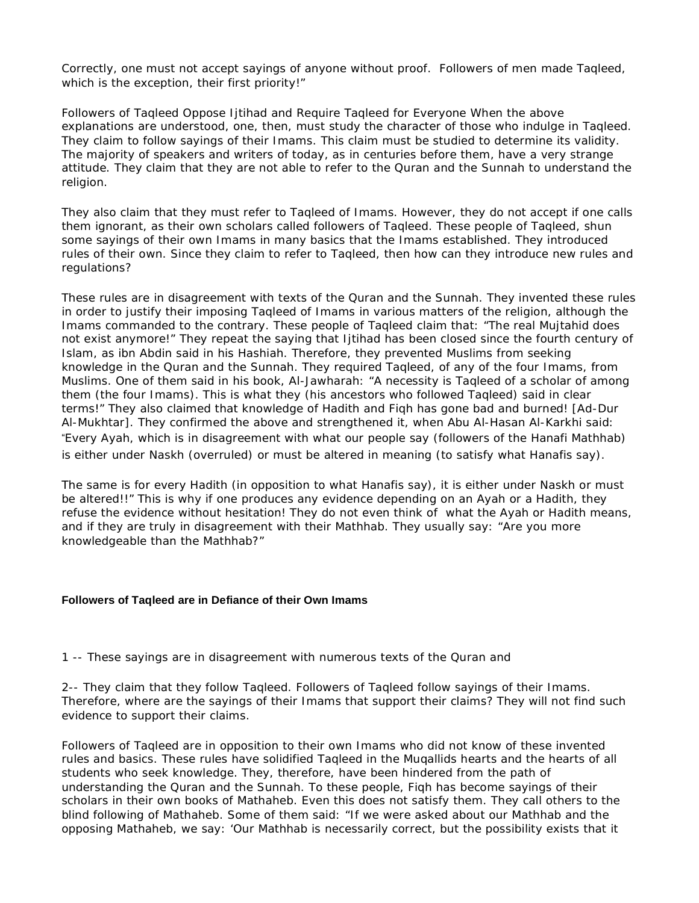Correctly, one must not accept sayings of anyone without proof. Followers of men made Taqleed, which is the exception, their first priority!"

Followers of Taqleed Oppose Ijtihad and Require Taqleed for Everyone When the above explanations are understood, one, then, must study the character of those who indulge in Taqleed. They claim to follow sayings of their Imams. This claim must be studied to determine its validity. The majority of speakers and writers of today, as in centuries before them, have a very strange attitude. They claim that they are not able to refer to the Quran and the Sunnah to understand the religion.

They also claim that they must refer to Taqleed of Imams. However, they do not accept if one calls them ignorant, as their own scholars called followers of Taqleed. These people of Taqleed, shun some sayings of their own Imams in many basics that the Imams established. They introduced rules of their own. Since they claim to refer to Taqleed, then how can they introduce new rules and regulations?

These rules are in disagreement with texts of the Quran and the Sunnah. They invented these rules in order to justify their imposing Taqleed of Imams in various matters of the religion, although the Imams commanded to the contrary. These people of Taqleed claim that: "The real Mujtahid does not exist anymore!" They repeat the saying that Ijtihad has been closed since the fourth century of Islam, as ibn Abdin said in his Hashiah. Therefore, they prevented Muslims from seeking knowledge in the Quran and the Sunnah. They required Taqleed, of any of the four Imams, from Muslims. One of them said in his book, Al-Jawharah: "A necessity is Taqleed of a scholar of among them (the four Imams). This is what they (his ancestors who followed Taqleed) said in clear terms!" They also claimed that knowledge of Hadith and Fiqh has gone bad and burned! [Ad-Dur Al-Mukhtar]. They confirmed the above and strengthened it, when Abu Al-Hasan Al-Karkhi said: "Every Ayah, which is in disagreement with what our people say (followers of the Hanafi Mathhab) is either under Naskh (overruled) or must be altered in meaning (to satisfy what Hanafis say).

The same is for every Hadith (in opposition to what Hanafis say), it is either under Naskh or must be altered!!" This is why if one produces any evidence depending on an Ayah or a Hadith, they refuse the evidence without hesitation! They do not even think of what the Ayah or Hadith means, and if they are truly in disagreement with their Mathhab. They usually say: "Are you more knowledgeable than the Mathhab?"

**Followers of Taqleed are in Defiance of their Own Imams**

1 -- These sayings are in disagreement with numerous texts of the Quran and

2-- They claim that they follow Taqleed. Followers of Taqleed follow sayings of their Imams. Therefore, where are the sayings of their Imams that support their claims? They will not find such evidence to support their claims.

Followers of Taqleed are in opposition to their own Imams who did not know of these invented rules and basics. These rules have solidified Taqleed in the Muqallids hearts and the hearts of all students who seek knowledge. They, therefore, have been hindered from the path of understanding the Quran and the Sunnah. To these people, Fiqh has become sayings of their scholars in their own books of Mathaheb. Even this does not satisfy them. They call others to the blind following of Mathaheb. Some of them said: "If we were asked about our Mathhab and the opposing Mathaheb, we say: 'Our Mathhab is necessarily correct, but the possibility exists that it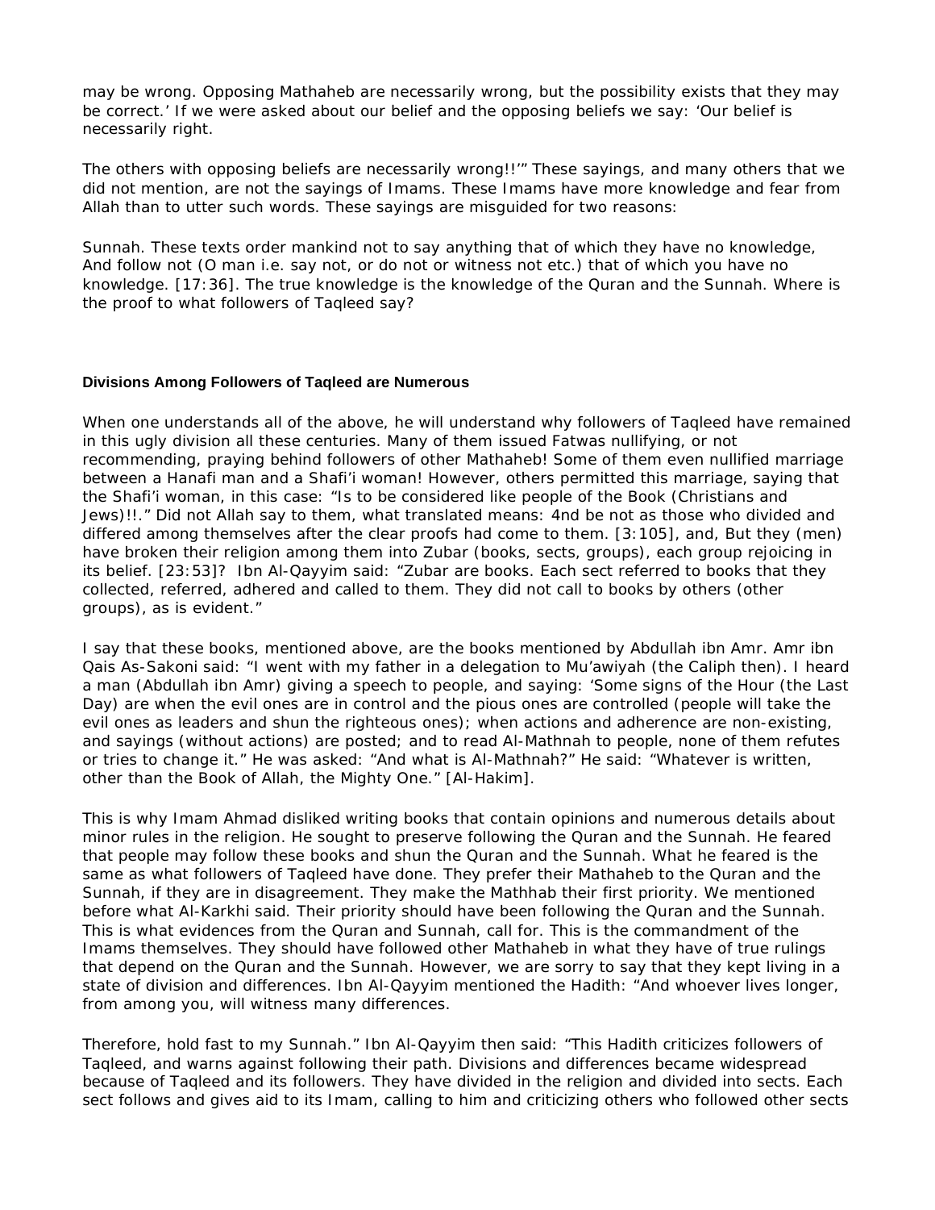may be wrong. Opposing Mathaheb are necessarily wrong, but the possibility exists that they may be correct.' If we were asked about our belief and the opposing beliefs we say: 'Our belief is necessarily right.

The others with opposing beliefs are necessarily wrong!!'" These sayings, and many others that we did not mention, are not the sayings of Imams. These Imams have more knowledge and fear from Allah than to utter such words. These sayings are misguided for two reasons:

Sunnah. These texts order mankind not to say anything that of which they have no knowledge, And follow not (O man i.e. say not, or do not or witness not etc.) that of which you have no knowledge. [17:36]. The true knowledge is the knowledge of the Quran and the Sunnah. Where is the proof to what followers of Taqleed say?

#### Divisions Among Followers of Taqleed are Numerous

When one understands all of the above, he will understand why followers of Taqleed have remained in this ugly division all these centuries. Many of them issued Fatwas nullifying, or not recommending, praying behind followers of other Mathaheb! Some of them even nullified marriage between a Hanafi man and a Shafi'i woman! However, others permitted this marriage, saying that the Shafi'i woman, in this case: "Is to be considered like people of the Book (Christians and Jews)!!." Did not Allah say to them, what translated means: 4nd be not as those who divided and differed among themselves after the clear proofs had come to them. [3:105], and, But they (men) have broken their religion among them into Zubar (books, sects, groups), each group rejoicing in its belief. [23:53]? Ibn Al-Qayyim said: "Zubar are books. Each sect referred to books that they collected, referred, adhered and called to them. They did not call to books by others (other groups), as is evident."

I say that these books, mentioned above, are the books mentioned by Abdullah ibn Amr. Amr ibn Qais As-Sakoni said: "I went with my father in a delegation to Mu'awiyah (the Caliph then). I heard a man (Abdullah ibn Amr) giving a speech to people, and saying: 'Some signs of the Hour (the Last Day) are when the evil ones are in control and the pious ones are controlled (people will take the evil ones as leaders and shun the righteous ones); when actions and adherence are non-existing, and sayings (without actions) are posted; and to read Al-Mathnah to people, none of them refutes or tries to change it." He was asked: "And what is Al-Mathnah?" He said: "Whatever is written, other than the Book of Allah, the Mighty One." [Al-Hakim].

This is why Imam Ahmad disliked writing books that contain opinions and numerous details about minor rules in the religion. He sought to preserve following the Quran and the Sunnah. He feared that people may follow these books and shun the Quran and the Sunnah. What he feared is the same as what followers of Taqleed have done. They prefer their Mathaheb to the Quran and the Sunnah, if they are in disagreement. They make the Mathhab their first priority. We mentioned before what Al-Karkhi said. Their priority should have been following the Quran and the Sunnah. This is what evidences from the Quran and Sunnah, call for. This is the commandment of the Imams themselves. They should have followed other Mathaheb in what they have of true rulings that depend on the Quran and the Sunnah. However, we are sorry to say that they kept living in a state of division and differences. Ibn Al-Qayyim mentioned the Hadith: "And whoever lives longer, from among you, will witness many differences.

Therefore, hold fast to my Sunnah." Ibn Al-Qayyim then said: "This Hadith criticizes followers of Taqleed, and warns against following their path. Divisions and differences became widespread because of Taqleed and its followers. They have divided in the religion and divided into sects. Each sect follows and gives aid to its Imam, calling to him and criticizing others who followed other sects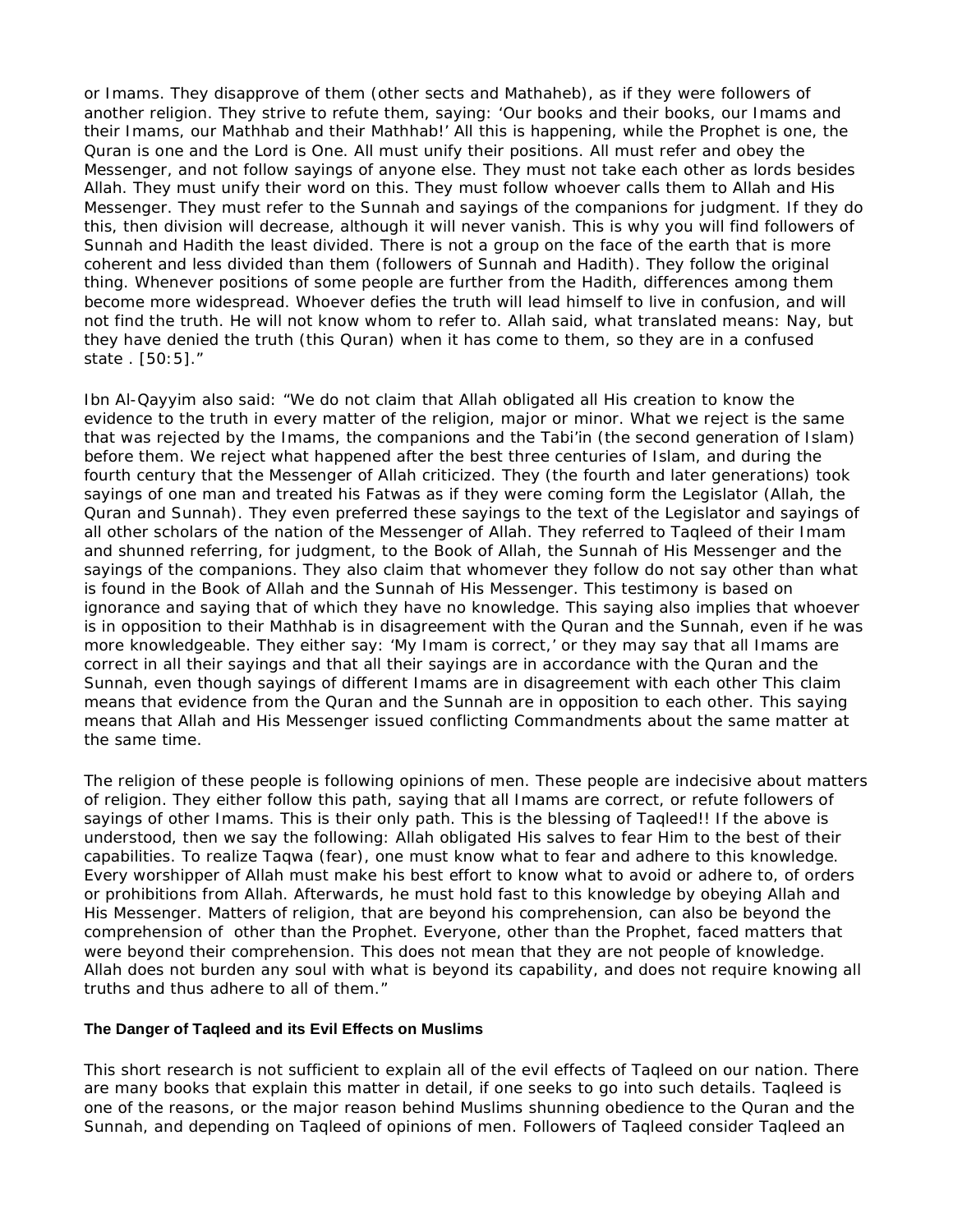or Imams. They disapprove of them (other sects and Mathaheb), as if they were followers of another religion. They strive to refute them, saying: 'Our books and their books, our Imams and their Imams, our Mathhab and their Mathhab!' All this is happening, while the Prophet is one, the Quran is one and the Lord is One. All must unify their positions. All must refer and obey the Messenger, and not follow sayings of anyone else. They must not take each other as lords besides Allah. They must unify their word on this. They must follow whoever calls them to Allah and His Messenger. They must refer to the Sunnah and sayings of the companions for judgment. If they do this, then division will decrease, although it will never vanish. This is why you will find followers of Sunnah and Hadith the least divided. There is not a group on the face of the earth that is more coherent and less divided than them (followers of Sunnah and Hadith). They follow the original thing. Whenever positions of some people are further from the Hadith, differences among them become more widespread. Whoever defies the truth will lead himself to live in confusion, and will not find the truth. He will not know whom to refer to. Allah said, what translated means: Nay, but they have denied the truth (this Quran) when it has come to them, so they are in a confused state . [50:5]."

Ibn Al-Qayyim also said: "We do not claim that Allah obligated all His creation to know the evidence to the truth in every matter of the religion, major or minor. What we reject is the same that was rejected by the Imams, the companions and the Tabi'in (the second generation of Islam) before them. We reject what happened after the best three centuries of Islam, and during the fourth century that the Messenger of Allah criticized. They (the fourth and later generations) took sayings of one man and treated his Fatwas as if they were coming form the Legislator (Allah, the Quran and Sunnah). They even preferred these sayings to the text of the Legislator and sayings of all other scholars of the nation of the Messenger of Allah. They referred to Taqleed of their Imam and shunned referring, for judgment, to the Book of Allah, the Sunnah of His Messenger and the sayings of the companions. They also claim that whomever they follow do not say other than what is found in the Book of Allah and the Sunnah of His Messenger. This testimony is based on ignorance and saying that of which they have no knowledge. This saying also implies that whoever is in opposition to their Mathhab is in disagreement with the Quran and the Sunnah, even if he was more knowledgeable. They either say: 'My Imam is correct,' or they may say that all Imams are correct in all their sayings and that all their sayings are in accordance with the Quran and the Sunnah, even though sayings of different Imams are in disagreement with each other This claim means that evidence from the Quran and the Sunnah are in opposition to each other. This saying means that Allah and His Messenger issued conflicting Commandments about the same matter at the same time.

The religion of these people is following opinions of men. These people are indecisive about matters of religion. They either follow this path, saying that all Imams are correct, or refute followers of sayings of other Imams. This is their only path. This is the blessing of Taqleed!! If the above is understood, then we say the following: Allah obligated His salves to fear Him to the best of their capabilities. To realize Taqwa (fear), one must know what to fear and adhere to this knowledge. Every worshipper of Allah must make his best effort to know what to avoid or adhere to, of orders or prohibitions from Allah. Afterwards, he must hold fast to this knowledge by obeying Allah and His Messenger. Matters of religion, that are beyond his comprehension, can also be beyond the comprehension of other than the Prophet. Everyone, other than the Prophet, faced matters that were beyond their comprehension. This does not mean that they are not people of knowledge. Allah does not burden any soul with what is beyond its capability, and does not require knowing all truths and thus adhere to all of them."

#### The Danger of Taqleed and its Evil Effects on Muslims

This short research is not sufficient to explain all of the evil effects of Taqleed on our nation. There are many books that explain this matter in detail, if one seeks to go into such details. Taqleed is one of the reasons, or the major reason behind Muslims shunning obedience to the Quran and the Sunnah, and depending on Taqleed of opinions of men. Followers of Taqleed consider Taqleed an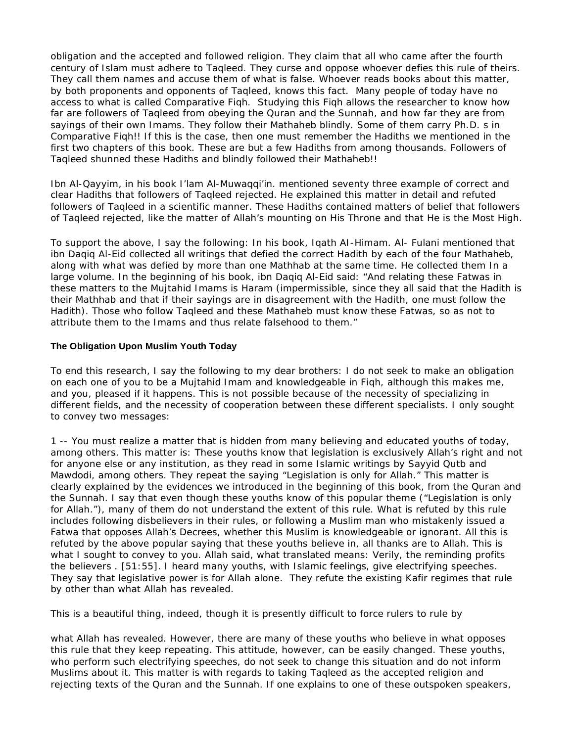obligation and the accepted and followed religion. They claim that all who came after the fourth century of Islam must adhere to Taqleed. They curse and oppose whoever defies this rule of theirs. They call them names and accuse them of what is false. Whoever reads books about this matter, by both proponents and opponents of Taqleed, knows this fact. Many people of today have no access to what is called Comparative Fiqh. Studying this Fiqh allows the researcher to know how far are followers of Taqleed from obeying the Quran and the Sunnah, and how far they are from sayings of their own Imams. They follow their Mathaheb blindly. Some of them carry Ph.D. s in Comparative Fiqh!! If this is the case, then one must remember the Hadiths we mentioned in the first two chapters of this book. These are but a few Hadiths from among thousands. Followers of Taqleed shunned these Hadiths and blindly followed their Mathaheb!!

Ibn Al-Qayyim, in his book I'lam Al-Muwaqqi'in. mentioned seventy three example of correct and clear Hadiths that followers of Taqleed rejected. He explained this matter in detail and refuted followers of Taqleed in a scientific manner. These Hadiths contained matters of belief that followers of Taqleed rejected, like the matter of Allah's mounting on His Throne and that He is the Most High.

To support the above, I say the following: In his book, Iqath Al-Himam. Al- Fulani mentioned that ibn Daqiq Al-Eid collected all writings that defied the correct Hadith by each of the four Mathaheb, along with what was defied by more than one Mathhab at the same time. He collected them In a large volume. In the beginning of his book, ibn Daqiq Al-Eid said: "And relating these Fatwas in these matters to the Mujtahid Imams is Haram (impermissible, since they all said that the Hadith is their Mathhab and that if their sayings are in disagreement with the Hadith, one must follow the Hadith). Those who follow Taqleed and these Mathaheb must know these Fatwas, so as not to attribute them to the Imams and thus relate falsehood to them."

### The Obligation Upon Muslim Youth Today

To end this research, I say the following to my dear brothers: I do not seek to make an obligation on each one of you to be a Mujtahid Imam and knowledgeable in Fiqh, although this makes me, and you, pleased if it happens. This is not possible because of the necessity of specializing in different fields, and the necessity of cooperation between these different specialists. I only sought to convey two messages:

1 -- You must realize a matter that is hidden from many believing and educated youths of today, among others. This matter is: These youths know that legislation is exclusively Allah's right and not for anyone else or any institution, as they read in some Islamic writings by Sayyid Qutb and Mawdodi, among others. They repeat the saying "Legislation is only for Allah." This matter is clearly explained by the evidences we introduced in the beginning of this book, from the Quran and the Sunnah. I say that even though these youths know of this popular theme ("Legislation is only for Allah."), many of them do not understand the extent of this rule. What is refuted by this rule includes following disbelievers in their rules, or following a Muslim man who mistakenly issued a Fatwa that opposes Allah's Decrees, whether this Muslim is knowledgeable or ignorant. All this is refuted by the above popular saying that these youths believe in, all thanks are to Allah. This is what I sought to convey to you. Allah said, what translated means: Verily, the reminding profits the believers . [51:55]. I heard many youths, with Islamic feelings, give electrifying speeches. They say that legislative power is for Allah alone. They refute the existing Kafir regimes that rule by other than what Allah has revealed.

This is a beautiful thing, indeed, though it is presently difficult to force rulers to rule by what Allah has revealed. However, there are many of these youths who believe in what opposes this rule that they keep repeating. This attitude, however, can be easily changed. These youths, who perform such electrifying speeches, do not seek to change this situation and do not inform Muslims about it. This matter is with regards to taking Taqleed as the accepted religion and rejecting texts of the Quran and the Sunnah. If one explains to one of these outspoken speakers,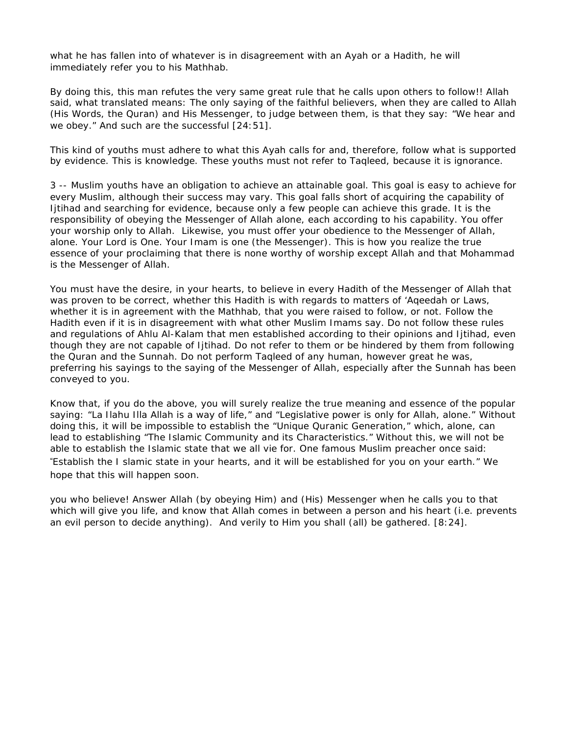what he has fallen into of whatever is in disagreement with an Ayah or a Hadith, he will immediately refer you to his Mathhab.

By doing this, this man refutes the very same great rule that he calls upon others to follow!! Allah said, what translated means: The only saying of the faithful believers, when they are called to Allah (His Words, the Quran) and His Messenger, to judge between them, is that they say: "We hear and we obey." And such are the successful [24:51].

This kind of youths must adhere to what this Ayah calls for and, therefore, follow what is supported by evidence. This is knowledge. These youths must not refer to Taqleed, because it is ignorance.

3 -- Muslim youths have an obligation to achieve an attainable goal. This goal is easy to achieve for every Muslim, although their success may vary. This goal falls short of acquiring the capability of Ijtihad and searching for evidence, because only a few people can achieve this grade. It is the responsibility of obeying the Messenger of Allah alone, each according to his capability. You offer your worship only to Allah. Likewise, you must offer your obedience to the Messenger of Allah, alone. Your Lord is One. Your Imam is one (the Messenger). This is how you realize the true essence of your proclaiming that there is none worthy of worship except Allah and that Mohammad is the Messenger of Allah.

You must have the desire, in your hearts, to believe in every Hadith of the Messenger of Allah that was proven to be correct, whether this Hadith is with regards to matters of 'Aqeedah or Laws, whether it is in agreement with the Mathhab, that you were raised to follow, or not. Follow the Hadith even if it is in disagreement with what other Muslim Imams say. Do not follow these rules and regulations of Ahlu Al-Kalam that men established according to their opinions and Ijtihad, even though they are not capable of Ijtihad. Do not refer to them or be hindered by them from following the Quran and the Sunnah. Do not perform Taqleed of any human, however great he was, preferring his sayings to the saying of the Messenger of Allah, especially after the Sunnah has been conveyed to you.

Know that, if you do the above, you will surely realize the true meaning and essence of the popular saying: "La Ilahu Illa Allah is a way of life," and "Legislative power is only for Allah, alone." Without doing this, it will be impossible to establish the "Unique Quranic Generation," which, alone, can lead to establishing "The Islamic Community and its Characteristics." Without this, we will not be able to establish the Islamic state that we all vie for. One famous Muslim preacher once said: "Establish the Islamic state in your hearts, and it will be established for you on your earth." We hope that this will happen soon.

you who believe! Answer Allah (by obeying Him) and (His) Messenger when he calls you to that which will give you life, and know that Allah comes in between a person and his heart (i.e. prevents an evil person to decide anything). And verily to Him you shall (all) be gathered. [8:24].